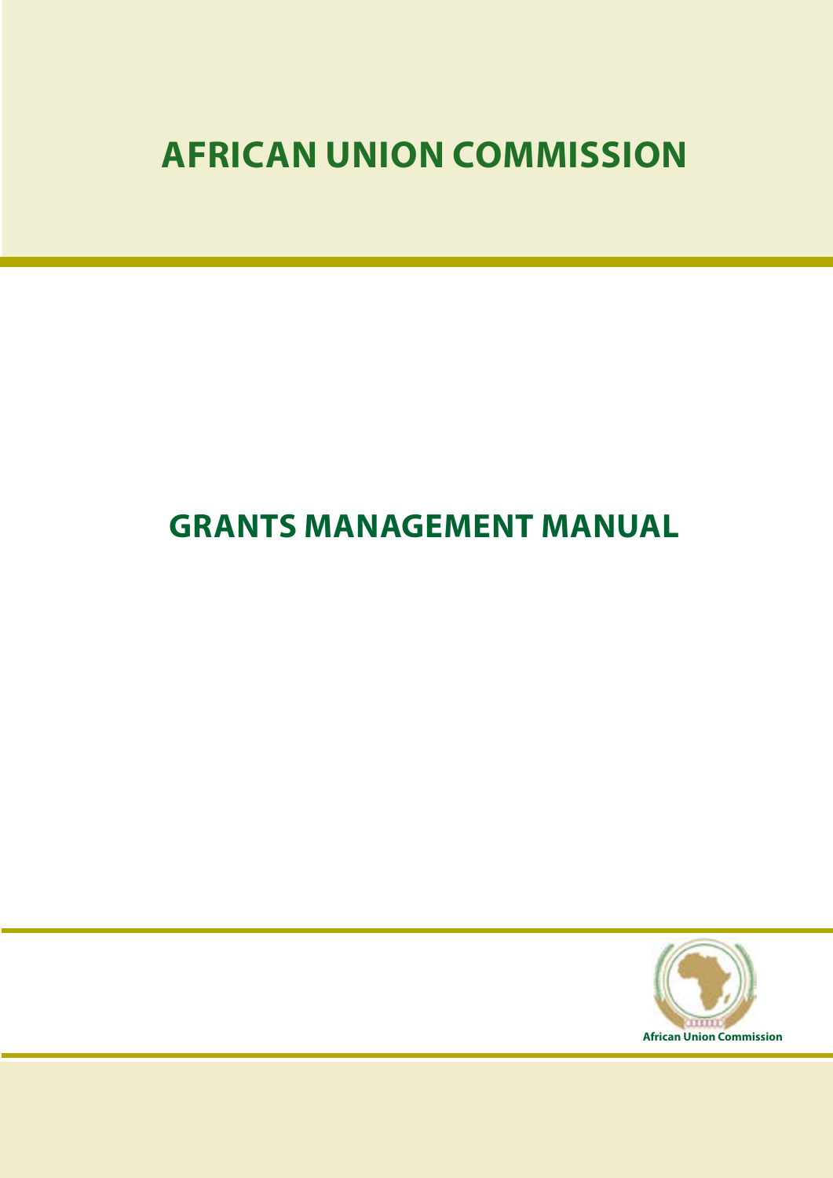# AFRICAN UNION COMMISSION

# GRANTS MANAGEMENT MANUAL

African Union Commission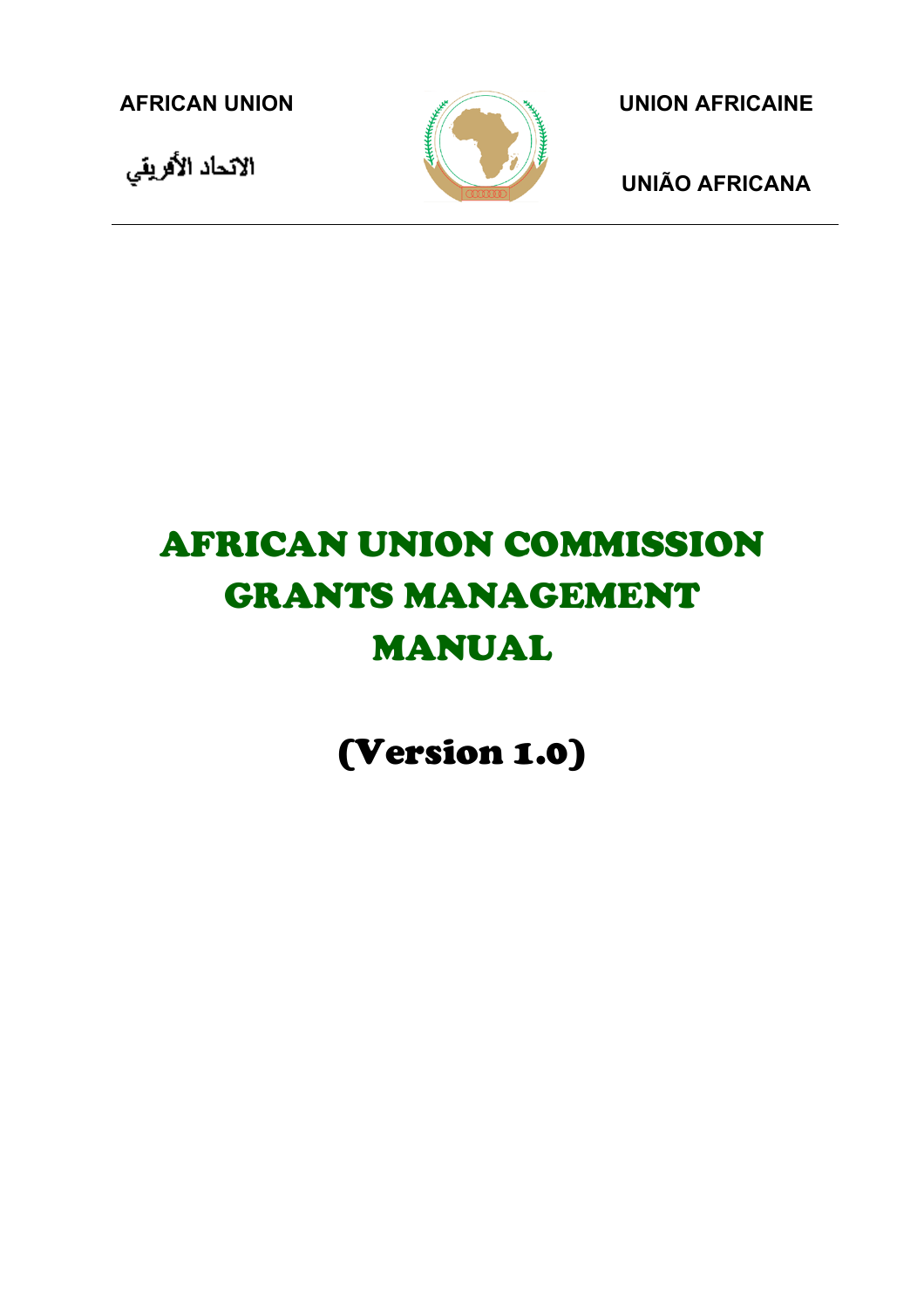AFRICAN UNION

الاتحاد الأفريقي

UNION AFRICAINE

UNIÃO AFRICANA

---

# AFRICAN UNION COMMISSION GRANTS MANAGEMENT MANUAL

## (Version 1.0)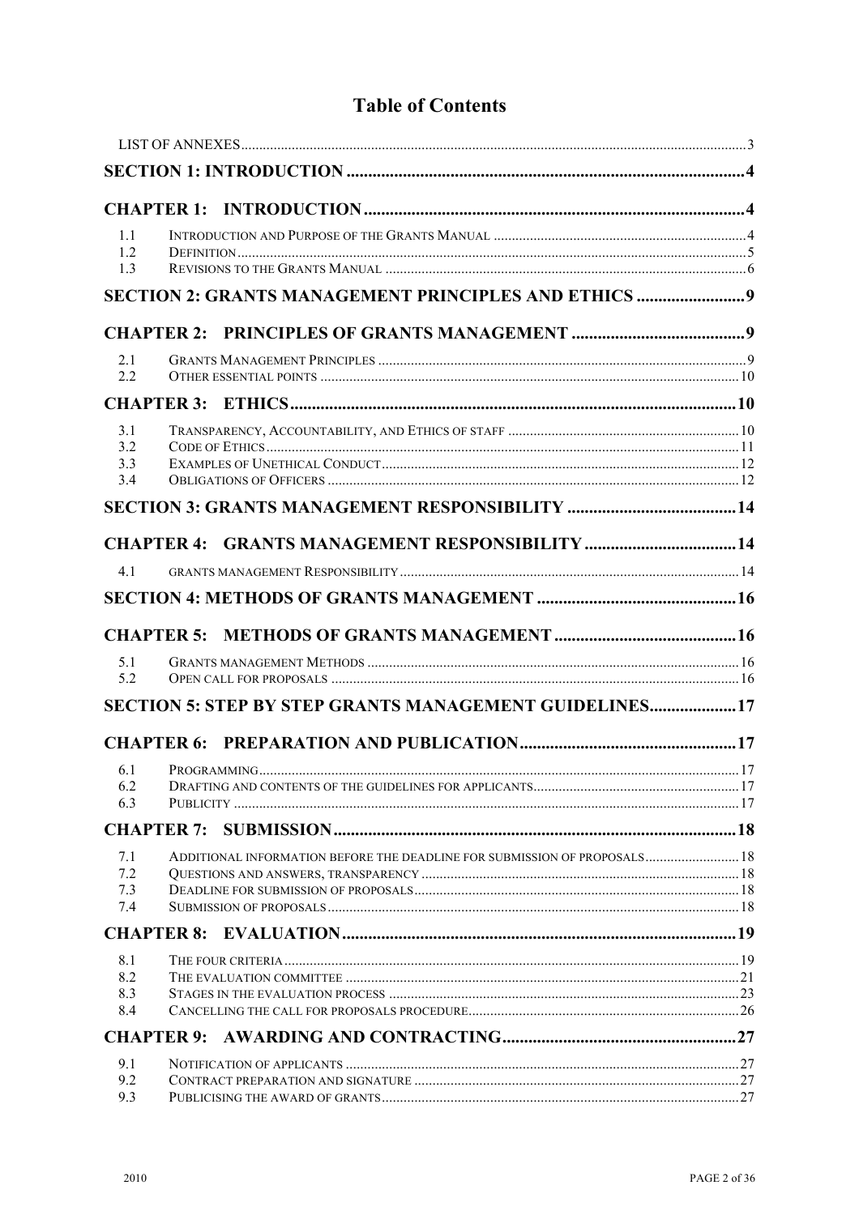# Table of Contents

LIST OF ANNEXES ... 3

**SECTION 1: INTRODUCTION ... 4**

**CHAPTER 1: INTRODUCTION ... 4**

1.1 INTRODUCTION AND PURPOSE OF THE GRANTS MANUAL ... 4
1.2 DEFINITION ... 5
1.3 REVISIONS TO THE GRANTS MANUAL ... 6

**SECTION 2: GRANTS MANAGEMENT PRINCIPLES AND ETHICS ... 9**

**CHAPTER 2: PRINCIPLES OF GRANTS MANAGEMENT ... 9**

2.1 GRANTS MANAGEMENT PRINCIPLES ... 9
2.2 OTHER ESSENTIAL POINTS ... 10

**CHAPTER 3: ETHICS ... 10**

3.1 TRANSPARENCY, ACCOUNTABILITY, AND ETHICS OF STAFF ... 10
3.2 CODE OF ETHICS ... 11
3.3 EXAMPLES OF UNETHICAL CONDUCT ... 12
3.4 OBLIGATIONS OF OFFICERS ... 12

**SECTION 3: GRANTS MANAGEMENT RESPONSIBILITY ... 14**

**CHAPTER 4: GRANTS MANAGEMENT RESPONSIBILITY ... 14**

4.1 GRANTS MANAGEMENT RESPONSIBILITY ... 14

**SECTION 4: METHODS OF GRANTS MANAGEMENT ... 16**

**CHAPTER 5: METHODS OF GRANTS MANAGEMENT ... 16**

5.1 GRANTS MANAGEMENT METHODS ... 16
5.2 OPEN CALL FOR PROPOSALS ... 16

**SECTION 5: STEP BY STEP GRANTS MANAGEMENT GUIDELINES ... 17**

**CHAPTER 6: PREPARATION AND PUBLICATION ... 17**

6.1 PROGRAMMING ... 17
6.2 DRAFTING AND CONTENTS OF THE GUIDELINES FOR APPLICANTS ... 17
6.3 PUBLICITY ... 17

**CHAPTER 7: SUBMISSION ... 18**

7.1 ADDITIONAL INFORMATION BEFORE THE DEADLINE FOR SUBMISSION OF PROPOSALS ... 18
7.2 QUESTIONS AND ANSWERS, TRANSPARENCY ... 18
7.3 DEADLINE FOR SUBMISSION OF PROPOSALS ... 18
7.4 SUBMISSION OF PROPOSALS ... 18

**CHAPTER 8: EVALUATION ... 19**

8.1 THE FOUR CRITERIA ... 19
8.2 THE EVALUATION COMMITTEE ... 21
8.3 STAGES IN THE EVALUATION PROCESS ... 23
8.4 CANCELLING THE CALL FOR PROPOSALS PROCEDURE ... 26

**CHAPTER 9: AWARDING AND CONTRACTING ... 27**

9.1 NOTIFICATION OF APPLICANTS ... 27
9.2 CONTRACT PREPARATION AND SIGNATURE ... 27
9.3 PUBLICISING THE AWARD OF GRANTS ... 27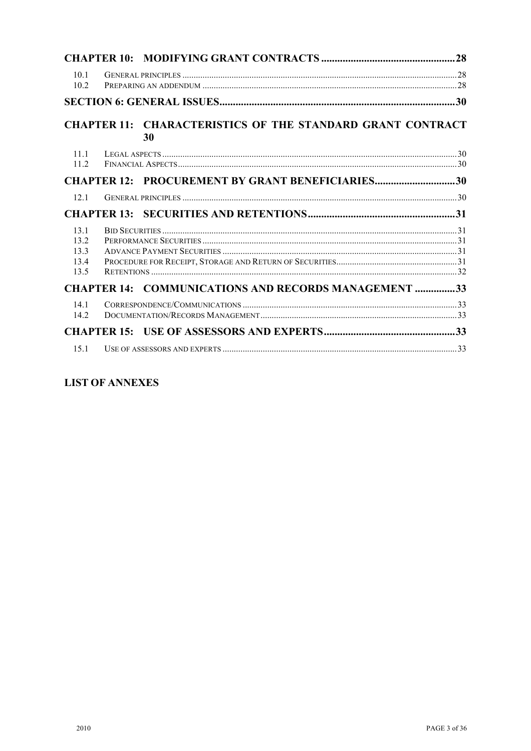**CHAPTER 10: MODIFYING GRANT CONTRACTS** .................................................. 28

10.1 GENERAL PRINCIPLES .................................................. 28
10.2 PREPARING AN ADDENDUM .................................................. 28

**SECTION 6: GENERAL ISSUES** .................................................. 30

**CHAPTER 11: CHARACTERISTICS OF THE STANDARD GRANT CONTRACT 30**

11.1 LEGAL ASPECTS .................................................. 30
11.2 FINANCIAL ASPECTS .................................................. 30

**CHAPTER 12: PROCUREMENT BY GRANT BENEFICIARIES** .................................................. 30

12.1 GENERAL PRINCIPLES .................................................. 30

**CHAPTER 13: SECURITIES AND RETENTIONS** .................................................. 31

13.1 BID SECURITIES .................................................. 31
13.2 PERFORMANCE SECURITIES .................................................. 31
13.3 ADVANCE PAYMENT SECURITIES .................................................. 31
13.4 PROCEDURE FOR RECEIPT, STORAGE AND RETURN OF SECURITIES .................................................. 31
13.5 RETENTIONS .................................................. 32

**CHAPTER 14: COMMUNICATIONS AND RECORDS MANAGEMENT** .................................................. 33

14.1 CORRESPONDENCE/COMMUNICATIONS .................................................. 33
14.2 DOCUMENTATION/RECORDS MANAGEMENT .................................................. 33

**CHAPTER 15: USE OF ASSESSORS AND EXPERTS** .................................................. 33

15.1 USE OF ASSESSORS AND EXPERTS .................................................. 33

**LIST OF ANNEXES**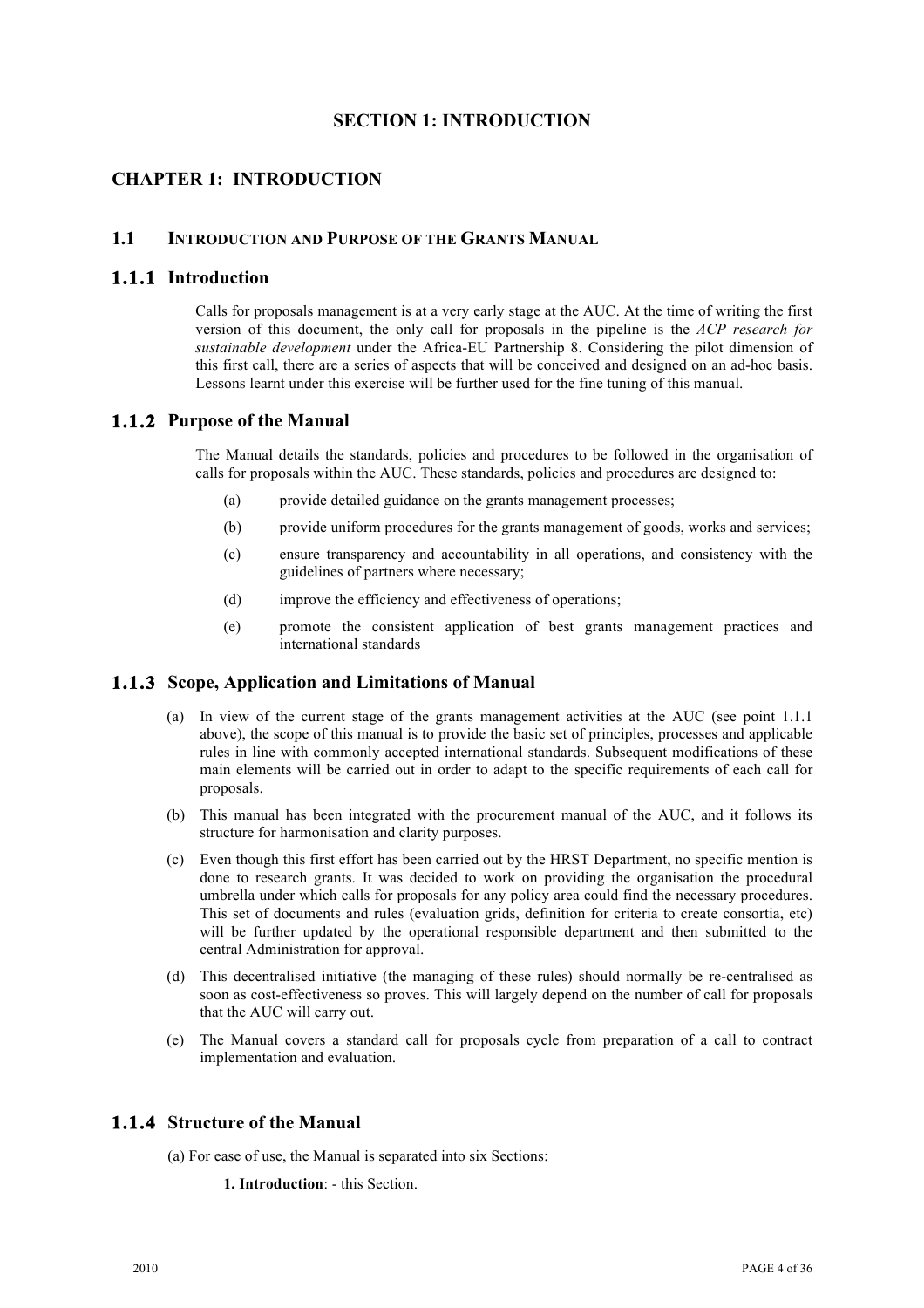# SECTION 1: INTRODUCTION

## CHAPTER 1: INTRODUCTION

### 1.1 INTRODUCTION AND PURPOSE OF THE GRANTS MANUAL

#### 1.1.1 Introduction

Calls for proposals management is at a very early stage at the AUC. At the time of writing the first version of this document, the only call for proposals in the pipeline is the *ACP research for sustainable development* under the Africa-EU Partnership 8. Considering the pilot dimension of this first call, there are a series of aspects that will be conceived and designed on an ad-hoc basis. Lessons learnt under this exercise will be further used for the fine tuning of this manual.

#### 1.1.2 Purpose of the Manual

The Manual details the standards, policies and procedures to be followed in the organisation of calls for proposals within the AUC. These standards, policies and procedures are designed to:

(a) provide detailed guidance on the grants management processes;

(b) provide uniform procedures for the grants management of goods, works and services;

(c) ensure transparency and accountability in all operations, and consistency with the guidelines of partners where necessary;

(d) improve the efficiency and effectiveness of operations;

(e) promote the consistent application of best grants management practices and international standards

#### 1.1.3 Scope, Application and Limitations of Manual

(a) In view of the current stage of the grants management activities at the AUC (see point 1.1.1 above), the scope of this manual is to provide the basic set of principles, processes and applicable rules in line with commonly accepted international standards. Subsequent modifications of these main elements will be carried out in order to adapt to the specific requirements of each call for proposals.

(b) This manual has been integrated with the procurement manual of the AUC, and it follows its structure for harmonisation and clarity purposes.

(c) Even though this first effort has been carried out by the HRST Department, no specific mention is done to research grants. It was decided to work on providing the organisation the procedural umbrella under which calls for proposals for any policy area could find the necessary procedures. This set of documents and rules (evaluation grids, definition for criteria to create consortia, etc) will be further updated by the operational responsible department and then submitted to the central Administration for approval.

(d) This decentralised initiative (the managing of these rules) should normally be re-centralised as soon as cost-effectiveness so proves. This will largely depend on the number of call for proposals that the AUC will carry out.

(e) The Manual covers a standard call for proposals cycle from preparation of a call to contract implementation and evaluation.

#### 1.1.4 Structure of the Manual

(a) For ease of use, the Manual is separated into six Sections:

**1. Introduction**: - this Section.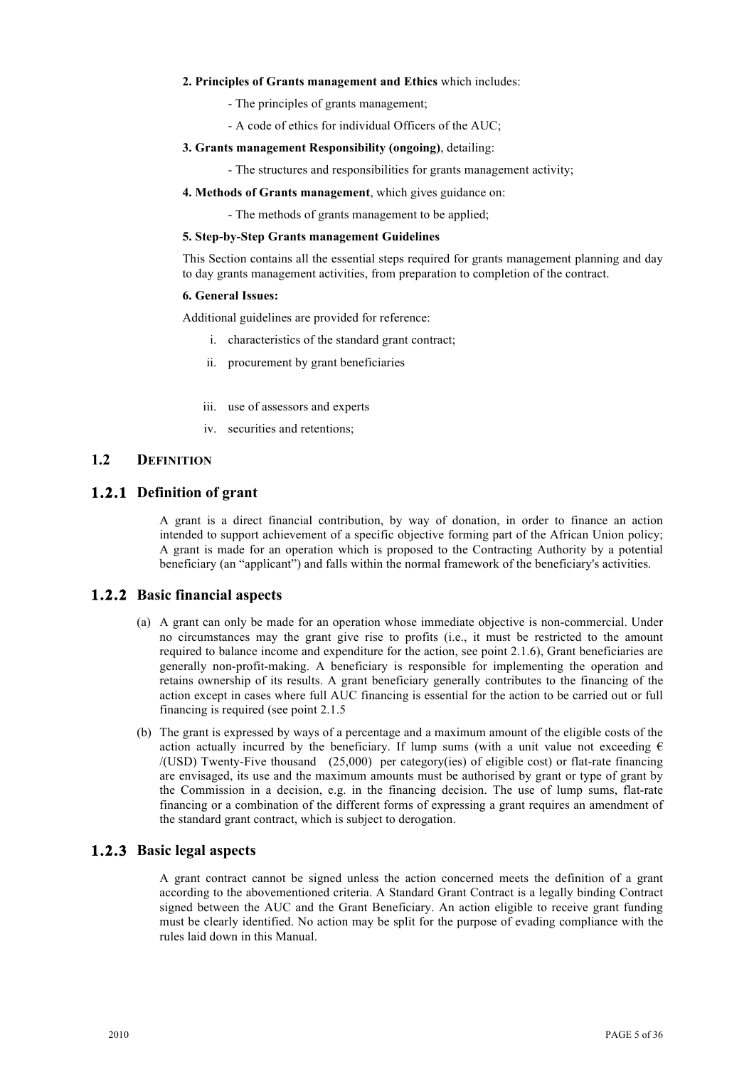**2. Principles of Grants management and Ethics** which includes:

- The principles of grants management;
- A code of ethics for individual Officers of the AUC;

**3. Grants management Responsibility (ongoing)**, detailing:

- The structures and responsibilities for grants management activity;

**4. Methods of Grants management**, which gives guidance on:

- The methods of grants management to be applied;

**5. Step-by-Step Grants management Guidelines**

This Section contains all the essential steps required for grants management planning and day to day grants management activities, from preparation to completion of the contract.

**6. General Issues:**

Additional guidelines are provided for reference:

i. characteristics of the standard grant contract;
ii. procurement by grant beneficiaries
iii. use of assessors and experts
iv. securities and retentions;

## 1.2 DEFINITION

### 1.2.1 Definition of grant

A grant is a direct financial contribution, by way of donation, in order to finance an action intended to support achievement of a specific objective forming part of the African Union policy; A grant is made for an operation which is proposed to the Contracting Authority by a potential beneficiary (an "applicant") and falls within the normal framework of the beneficiary's activities.

### 1.2.2 Basic financial aspects

(a) A grant can only be made for an operation whose immediate objective is non-commercial. Under no circumstances may the grant give rise to profits (i.e., it must be restricted to the amount required to balance income and expenditure for the action, see point 2.1.6), Grant beneficiaries are generally non-profit-making. A beneficiary is responsible for implementing the operation and retains ownership of its results. A grant beneficiary generally contributes to the financing of the action except in cases where full AUC financing is essential for the action to be carried out or full financing is required (see point 2.1.5

(b) The grant is expressed by ways of a percentage and a maximum amount of the eligible costs of the action actually incurred by the beneficiary. If lump sums (with a unit value not exceeding € /(USD) Twenty-Five thousand (25,000) per category(ies) of eligible cost) or flat-rate financing are envisaged, its use and the maximum amounts must be authorised by grant or type of grant by the Commission in a decision, e.g. in the financing decision. The use of lump sums, flat-rate financing or a combination of the different forms of expressing a grant requires an amendment of the standard grant contract, which is subject to derogation.

### 1.2.3 Basic legal aspects

A grant contract cannot be signed unless the action concerned meets the definition of a grant according to the abovementioned criteria. A Standard Grant Contract is a legally binding Contract signed between the AUC and the Grant Beneficiary. An action eligible to receive grant funding must be clearly identified. No action may be split for the purpose of evading compliance with the rules laid down in this Manual.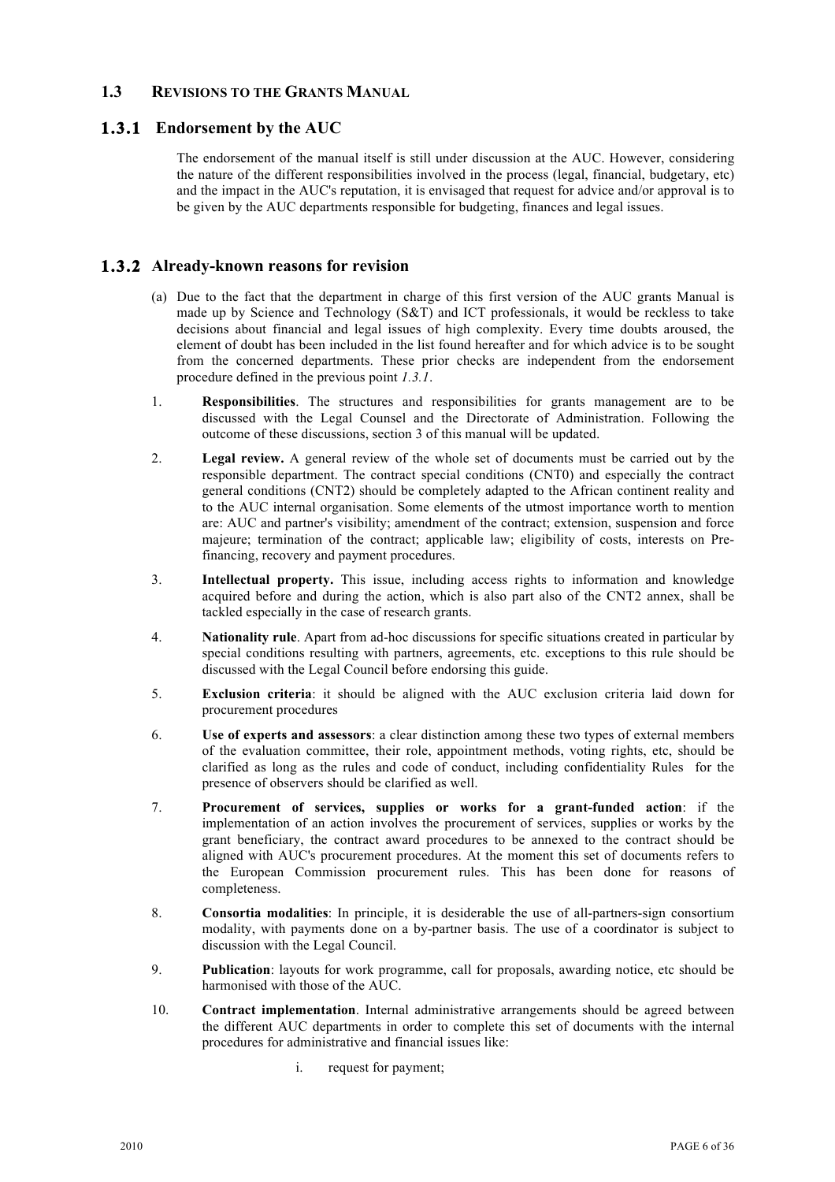## 1.3 REVISIONS TO THE GRANTS MANUAL

### 1.3.1 Endorsement by the AUC

The endorsement of the manual itself is still under discussion at the AUC. However, considering the nature of the different responsibilities involved in the process (legal, financial, budgetary, etc) and the impact in the AUC's reputation, it is envisaged that request for advice and/or approval is to be given by the AUC departments responsible for budgeting, finances and legal issues.

### 1.3.2 Already-known reasons for revision

(a) Due to the fact that the department in charge of this first version of the AUC grants Manual is made up by Science and Technology (S&T) and ICT professionals, it would be reckless to take decisions about financial and legal issues of high complexity. Every time doubts aroused, the element of doubt has been included in the list found hereafter and for which advice is to be sought from the concerned departments. These prior checks are independent from the endorsement procedure defined in the previous point *1.3.1*.

1. **Responsibilities**. The structures and responsibilities for grants management are to be discussed with the Legal Counsel and the Directorate of Administration. Following the outcome of these discussions, section 3 of this manual will be updated.

2. **Legal review.** A general review of the whole set of documents must be carried out by the responsible department. The contract special conditions (CNT0) and especially the contract general conditions (CNT2) should be completely adapted to the African continent reality and to the AUC internal organisation. Some elements of the utmost importance worth to mention are: AUC and partner's visibility; amendment of the contract; extension, suspension and force majeure; termination of the contract; applicable law; eligibility of costs, interests on Pre-financing, recovery and payment procedures.

3. **Intellectual property.** This issue, including access rights to information and knowledge acquired before and during the action, which is also part also of the CNT2 annex, shall be tackled especially in the case of research grants.

4. **Nationality rule**. Apart from ad-hoc discussions for specific situations created in particular by special conditions resulting with partners, agreements, etc. exceptions to this rule should be discussed with the Legal Council before endorsing this guide.

5. **Exclusion criteria**: it should be aligned with the AUC exclusion criteria laid down for procurement procedures

6. **Use of experts and assessors**: a clear distinction among these two types of external members of the evaluation committee, their role, appointment methods, voting rights, etc, should be clarified as long as the rules and code of conduct, including confidentiality Rules for the presence of observers should be clarified as well.

7. **Procurement of services, supplies or works for a grant-funded action**: if the implementation of an action involves the procurement of services, supplies or works by the grant beneficiary, the contract award procedures to be annexed to the contract should be aligned with AUC's procurement procedures. At the moment this set of documents refers to the European Commission procurement rules. This has been done for reasons of completeness.

8. **Consortia modalities**: In principle, it is desiderable the use of all-partners-sign consortium modality, with payments done on a by-partner basis. The use of a coordinator is subject to discussion with the Legal Council.

9. **Publication**: layouts for work programme, call for proposals, awarding notice, etc should be harmonised with those of the AUC.

10. **Contract implementation**. Internal administrative arrangements should be agreed between the different AUC departments in order to complete this set of documents with the internal procedures for administrative and financial issues like:

    i. request for payment;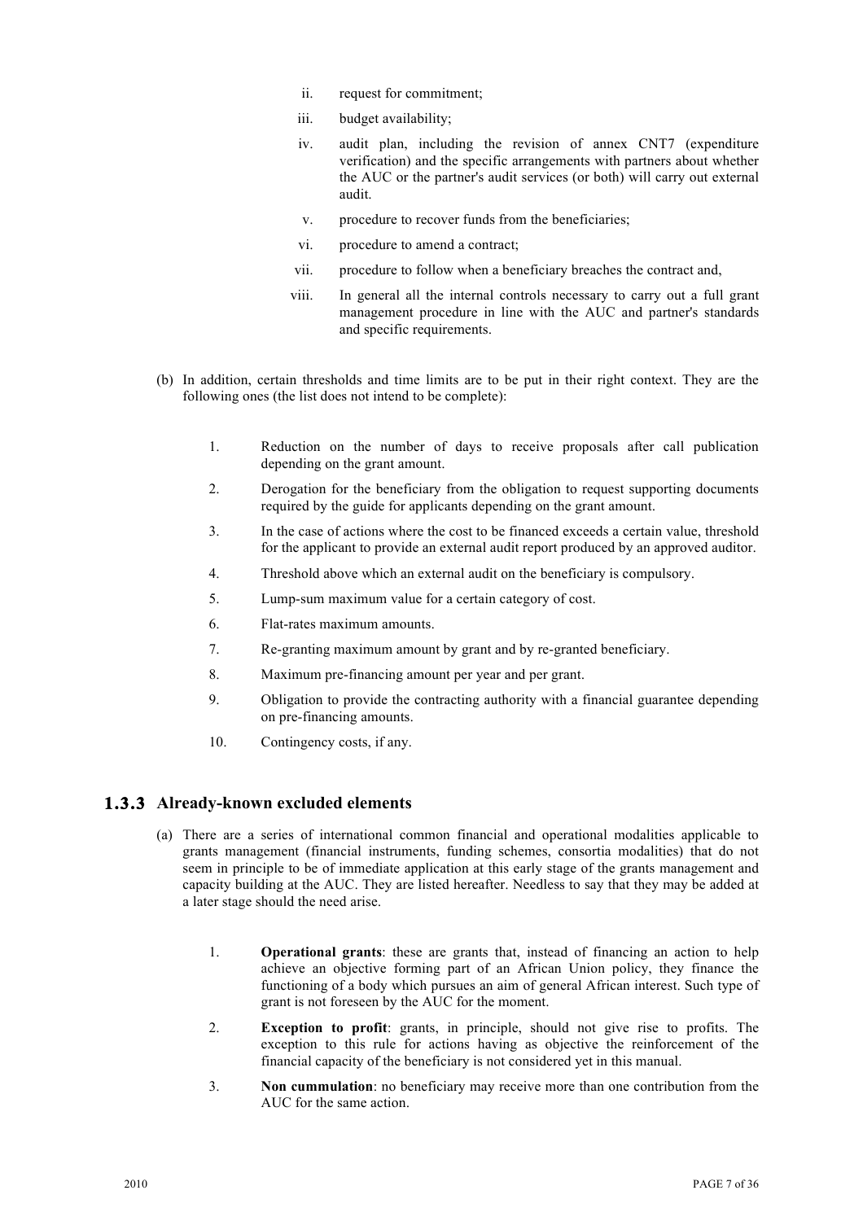ii. request for commitment;

iii. budget availability;

iv. audit plan, including the revision of annex CNT7 (expenditure verification) and the specific arrangements with partners about whether the AUC or the partner's audit services (or both) will carry out external audit.

v. procedure to recover funds from the beneficiaries;

vi. procedure to amend a contract;

vii. procedure to follow when a beneficiary breaches the contract and,

viii. In general all the internal controls necessary to carry out a full grant management procedure in line with the AUC and partner's standards and specific requirements.

(b) In addition, certain thresholds and time limits are to be put in their right context. They are the following ones (the list does not intend to be complete):

1. Reduction on the number of days to receive proposals after call publication depending on the grant amount.
2. Derogation for the beneficiary from the obligation to request supporting documents required by the guide for applicants depending on the grant amount.
3. In the case of actions where the cost to be financed exceeds a certain value, threshold for the applicant to provide an external audit report produced by an approved auditor.
4. Threshold above which an external audit on the beneficiary is compulsory.
5. Lump-sum maximum value for a certain category of cost.
6. Flat-rates maximum amounts.
7. Re-granting maximum amount by grant and by re-granted beneficiary.
8. Maximum pre-financing amount per year and per grant.
9. Obligation to provide the contracting authority with a financial guarantee depending on pre-financing amounts.
10. Contingency costs, if any.

### 1.3.3 Already-known excluded elements

(a) There are a series of international common financial and operational modalities applicable to grants management (financial instruments, funding schemes, consortia modalities) that do not seem in principle to be of immediate application at this early stage of the grants management and capacity building at the AUC. They are listed hereafter. Needless to say that they may be added at a later stage should the need arise.

1. **Operational grants**: these are grants that, instead of financing an action to help achieve an objective forming part of an African Union policy, they finance the functioning of a body which pursues an aim of general African interest. Such type of grant is not foreseen by the AUC for the moment.
2. **Exception to profit**: grants, in principle, should not give rise to profits. The exception to this rule for actions having as objective the reinforcement of the financial capacity of the beneficiary is not considered yet in this manual.
3. **Non cummulation**: no beneficiary may receive more than one contribution from the AUC for the same action.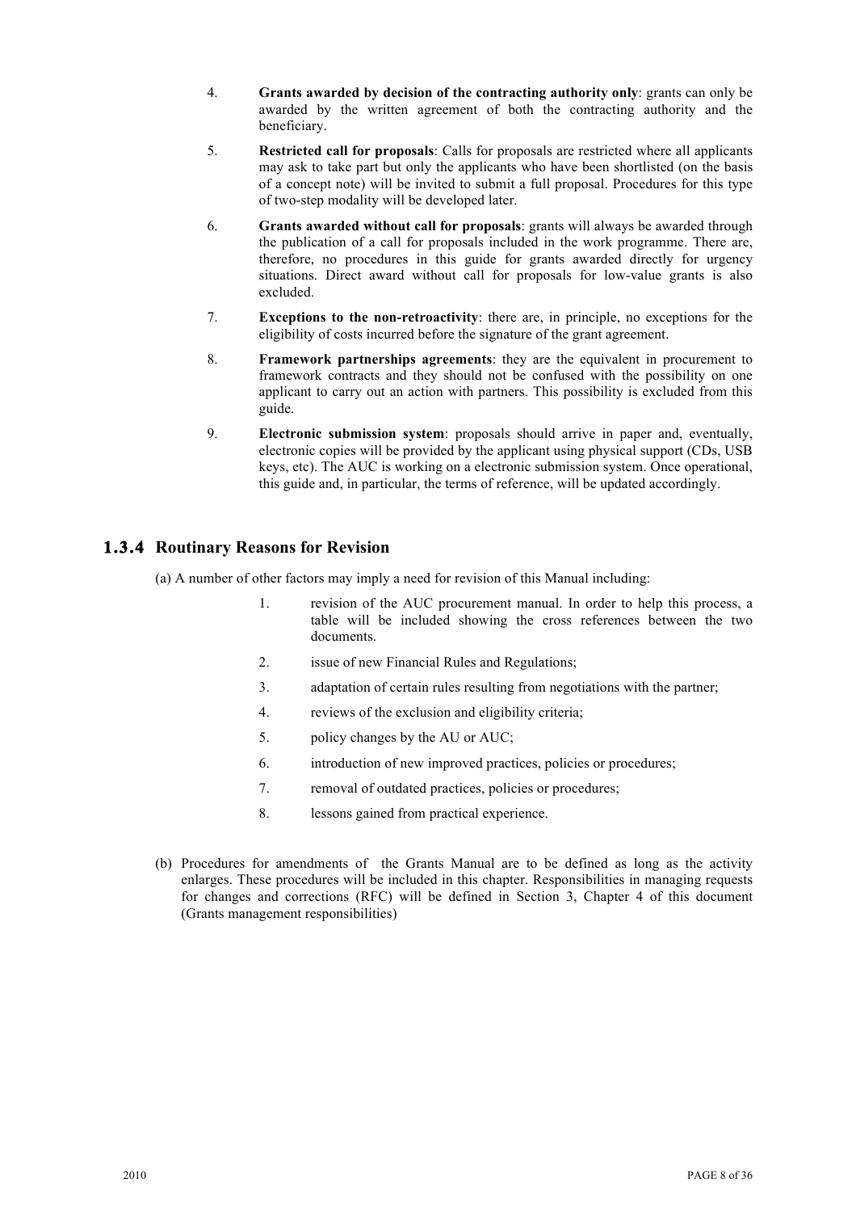4. **Grants awarded by decision of the contracting authority only**: grants can only be awarded by the written agreement of both the contracting authority and the beneficiary.

5. **Restricted call for proposals**: Calls for proposals are restricted where all applicants may ask to take part but only the applicants who have been shortlisted (on the basis of a concept note) will be invited to submit a full proposal. Procedures for this type of two-step modality will be developed later.

6. **Grants awarded without call for proposals**: grants will always be awarded through the publication of a call for proposals included in the work programme. There are, therefore, no procedures in this guide for grants awarded directly for urgency situations. Direct award without call for proposals for low-value grants is also excluded.

7. **Exceptions to the non-retroactivity**: there are, in principle, no exceptions for the eligibility of costs incurred before the signature of the grant agreement.

8. **Framework partnerships agreements**: they are the equivalent in procurement to framework contracts and they should not be confused with the possibility on one applicant to carry out an action with partners. This possibility is excluded from this guide.

9. **Electronic submission system**: proposals should arrive in paper and, eventually, electronic copies will be provided by the applicant using physical support (CDs, USB keys, etc). The AUC is working on a electronic submission system. Once operational, this guide and, in particular, the terms of reference, will be updated accordingly.

### 1.3.4 Routinary Reasons for Revision

(a) A number of other factors may imply a need for revision of this Manual including:

1. revision of the AUC procurement manual. In order to help this process, a table will be included showing the cross references between the two documents.
2. issue of new Financial Rules and Regulations;
3. adaptation of certain rules resulting from negotiations with the partner;
4. reviews of the exclusion and eligibility criteria;
5. policy changes by the AU or AUC;
6. introduction of new improved practices, policies or procedures;
7. removal of outdated practices, policies or procedures;
8. lessons gained from practical experience.

(b) Procedures for amendments of the Grants Manual are to be defined as long as the activity enlarges. These procedures will be included in this chapter. Responsibilities in managing requests for changes and corrections (RFC) will be defined in Section 3, Chapter 4 of this document (Grants management responsibilities)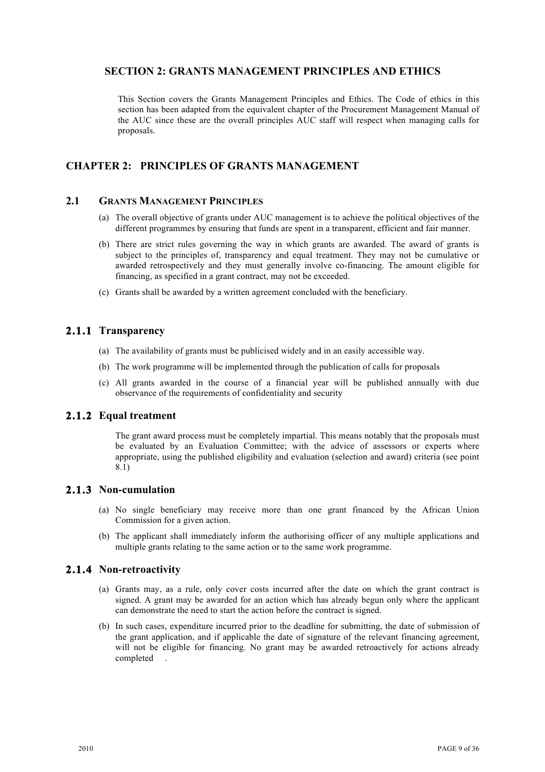## SECTION 2: GRANTS MANAGEMENT PRINCIPLES AND ETHICS

This Section covers the Grants Management Principles and Ethics. The Code of ethics in this section has been adapted from the equivalent chapter of the Procurement Management Manual of the AUC since these are the overall principles AUC staff will respect when managing calls for proposals.

# CHAPTER 2: PRINCIPLES OF GRANTS MANAGEMENT

## 2.1 GRANTS MANAGEMENT PRINCIPLES

(a) The overall objective of grants under AUC management is to achieve the political objectives of the different programmes by ensuring that funds are spent in a transparent, efficient and fair manner.

(b) There are strict rules governing the way in which grants are awarded. The award of grants is subject to the principles of, transparency and equal treatment. They may not be cumulative or awarded retrospectively and they must generally involve co-financing. The amount eligible for financing, as specified in a grant contract, may not be exceeded.

(c) Grants shall be awarded by a written agreement concluded with the beneficiary.

### 2.1.1 Transparency

(a) The availability of grants must be publicised widely and in an easily accessible way.

(b) The work programme will be implemented through the publication of calls for proposals

(c) All grants awarded in the course of a financial year will be published annually with due observance of the requirements of confidentiality and security

### 2.1.2 Equal treatment

The grant award process must be completely impartial. This means notably that the proposals must be evaluated by an Evaluation Committee; with the advice of assessors or experts where appropriate, using the published eligibility and evaluation (selection and award) criteria (see point 8.1)

### 2.1.3 Non-cumulation

(a) No single beneficiary may receive more than one grant financed by the African Union Commission for a given action.

(b) The applicant shall immediately inform the authorising officer of any multiple applications and multiple grants relating to the same action or to the same work programme.

### 2.1.4 Non-retroactivity

(a) Grants may, as a rule, only cover costs incurred after the date on which the grant contract is signed. A grant may be awarded for an action which has already begun only where the applicant can demonstrate the need to start the action before the contract is signed.

(b) In such cases, expenditure incurred prior to the deadline for submitting, the date of submission of the grant application, and if applicable the date of signature of the relevant financing agreement, will not be eligible for financing. No grant may be awarded retroactively for actions already completed .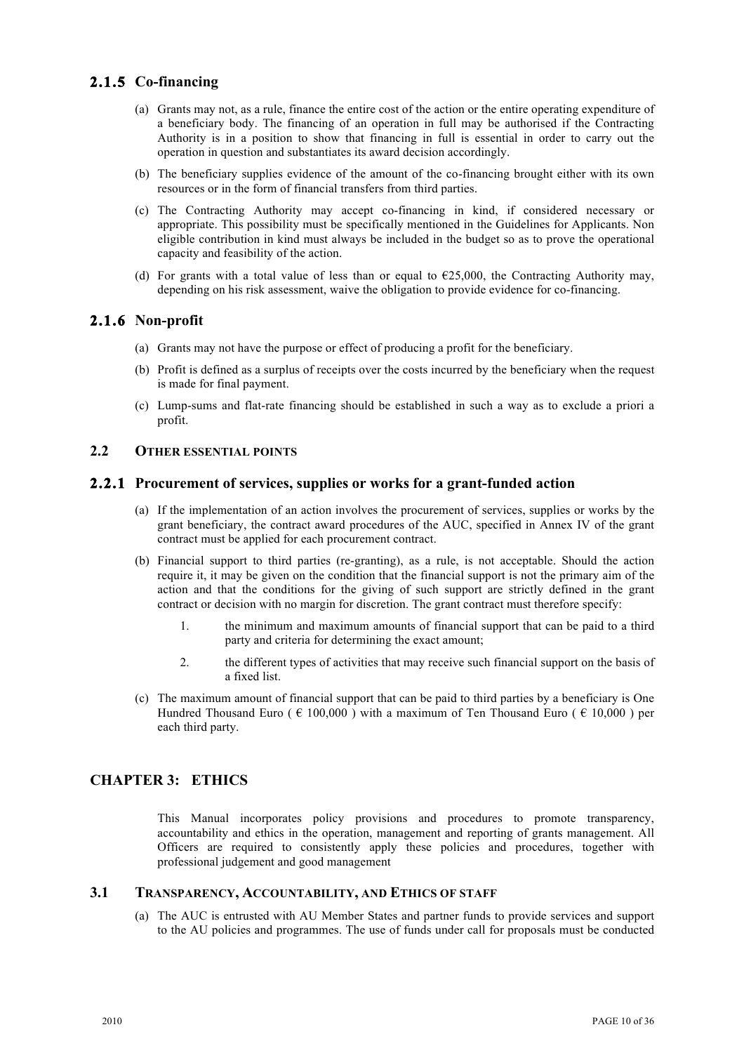### 2.1.5 Co-financing

(a) Grants may not, as a rule, finance the entire cost of the action or the entire operating expenditure of a beneficiary body. The financing of an operation in full may be authorised if the Contracting Authority is in a position to show that financing in full is essential in order to carry out the operation in question and substantiates its award decision accordingly.

(b) The beneficiary supplies evidence of the amount of the co-financing brought either with its own resources or in the form of financial transfers from third parties.

(c) The Contracting Authority may accept co-financing in kind, if considered necessary or appropriate. This possibility must be specifically mentioned in the Guidelines for Applicants. Non eligible contribution in kind must always be included in the budget so as to prove the operational capacity and feasibility of the action.

(d) For grants with a total value of less than or equal to €25,000, the Contracting Authority may, depending on his risk assessment, waive the obligation to provide evidence for co-financing.

### 2.1.6 Non-profit

(a) Grants may not have the purpose or effect of producing a profit for the beneficiary.

(b) Profit is defined as a surplus of receipts over the costs incurred by the beneficiary when the request is made for final payment.

(c) Lump-sums and flat-rate financing should be established in such a way as to exclude a priori a profit.

## 2.2 OTHER ESSENTIAL POINTS

### 2.2.1 Procurement of services, supplies or works for a grant-funded action

(a) If the implementation of an action involves the procurement of services, supplies or works by the grant beneficiary, the contract award procedures of the AUC, specified in Annex IV of the grant contract must be applied for each procurement contract.

(b) Financial support to third parties (re-granting), as a rule, is not acceptable. Should the action require it, it may be given on the condition that the financial support is not the primary aim of the action and that the conditions for the giving of such support are strictly defined in the grant contract or decision with no margin for discretion. The grant contract must therefore specify:

1. the minimum and maximum amounts of financial support that can be paid to a third party and criteria for determining the exact amount;
2. the different types of activities that may receive such financial support on the basis of a fixed list.

(c) The maximum amount of financial support that can be paid to third parties by a beneficiary is One Hundred Thousand Euro ( € 100,000 ) with a maximum of Ten Thousand Euro ( € 10,000 ) per each third party.

# CHAPTER 3: ETHICS

This Manual incorporates policy provisions and procedures to promote transparency, accountability and ethics in the operation, management and reporting of grants management. All Officers are required to consistently apply these policies and procedures, together with professional judgement and good management

## 3.1 TRANSPARENCY, ACCOUNTABILITY, AND ETHICS OF STAFF

(a) The AUC is entrusted with AU Member States and partner funds to provide services and support to the AU policies and programmes. The use of funds under call for proposals must be conducted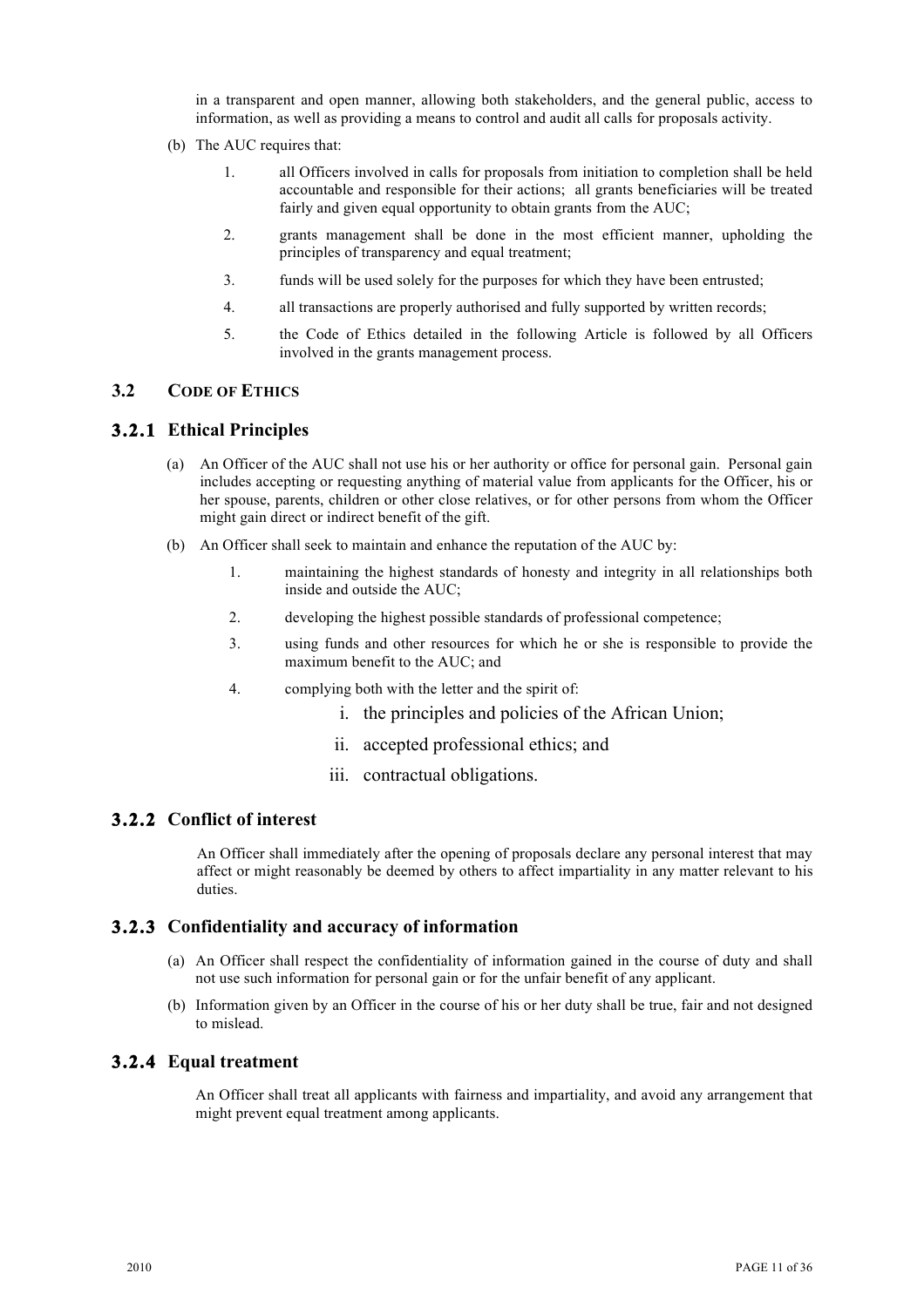in a transparent and open manner, allowing both stakeholders, and the general public, access to information, as well as providing a means to control and audit all calls for proposals activity.

(b) The AUC requires that:

1. all Officers involved in calls for proposals from initiation to completion shall be held accountable and responsible for their actions; all grants beneficiaries will be treated fairly and given equal opportunity to obtain grants from the AUC;
2. grants management shall be done in the most efficient manner, upholding the principles of transparency and equal treatment;
3. funds will be used solely for the purposes for which they have been entrusted;
4. all transactions are properly authorised and fully supported by written records;
5. the Code of Ethics detailed in the following Article is followed by all Officers involved in the grants management process.

## 3.2 CODE OF ETHICS

### 3.2.1 Ethical Principles

(a) An Officer of the AUC shall not use his or her authority or office for personal gain. Personal gain includes accepting or requesting anything of material value from applicants for the Officer, his or her spouse, parents, children or other close relatives, or for other persons from whom the Officer might gain direct or indirect benefit of the gift.

(b) An Officer shall seek to maintain and enhance the reputation of the AUC by:

1. maintaining the highest standards of honesty and integrity in all relationships both inside and outside the AUC;
2. developing the highest possible standards of professional competence;
3. using funds and other resources for which he or she is responsible to provide the maximum benefit to the AUC; and
4. complying both with the letter and the spirit of:
   i. the principles and policies of the African Union;
   ii. accepted professional ethics; and
   iii. contractual obligations.

### 3.2.2 Conflict of interest

An Officer shall immediately after the opening of proposals declare any personal interest that may affect or might reasonably be deemed by others to affect impartiality in any matter relevant to his duties.

### 3.2.3 Confidentiality and accuracy of information

(a) An Officer shall respect the confidentiality of information gained in the course of duty and shall not use such information for personal gain or for the unfair benefit of any applicant.

(b) Information given by an Officer in the course of his or her duty shall be true, fair and not designed to mislead.

### 3.2.4 Equal treatment

An Officer shall treat all applicants with fairness and impartiality, and avoid any arrangement that might prevent equal treatment among applicants.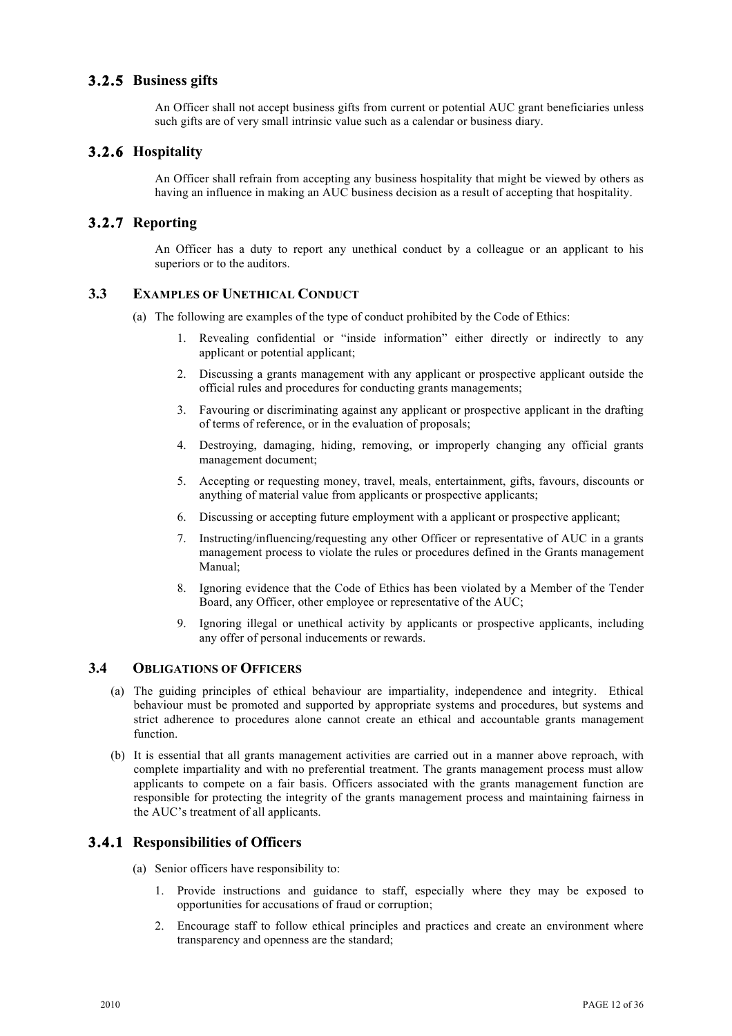### 3.2.5 Business gifts

An Officer shall not accept business gifts from current or potential AUC grant beneficiaries unless such gifts are of very small intrinsic value such as a calendar or business diary.

### 3.2.6 Hospitality

An Officer shall refrain from accepting any business hospitality that might be viewed by others as having an influence in making an AUC business decision as a result of accepting that hospitality.

### 3.2.7 Reporting

An Officer has a duty to report any unethical conduct by a colleague or an applicant to his superiors or to the auditors.

## 3.3 EXAMPLES OF UNETHICAL CONDUCT

(a) The following are examples of the type of conduct prohibited by the Code of Ethics:

1. Revealing confidential or "inside information" either directly or indirectly to any applicant or potential applicant;
2. Discussing a grants management with any applicant or prospective applicant outside the official rules and procedures for conducting grants managements;
3. Favouring or discriminating against any applicant or prospective applicant in the drafting of terms of reference, or in the evaluation of proposals;
4. Destroying, damaging, hiding, removing, or improperly changing any official grants management document;
5. Accepting or requesting money, travel, meals, entertainment, gifts, favours, discounts or anything of material value from applicants or prospective applicants;
6. Discussing or accepting future employment with a applicant or prospective applicant;
7. Instructing/influencing/requesting any other Officer or representative of AUC in a grants management process to violate the rules or procedures defined in the Grants management Manual;
8. Ignoring evidence that the Code of Ethics has been violated by a Member of the Tender Board, any Officer, other employee or representative of the AUC;
9. Ignoring illegal or unethical activity by applicants or prospective applicants, including any offer of personal inducements or rewards.

## 3.4 OBLIGATIONS OF OFFICERS

(a) The guiding principles of ethical behaviour are impartiality, independence and integrity. Ethical behaviour must be promoted and supported by appropriate systems and procedures, but systems and strict adherence to procedures alone cannot create an ethical and accountable grants management function.

(b) It is essential that all grants management activities are carried out in a manner above reproach, with complete impartiality and with no preferential treatment. The grants management process must allow applicants to compete on a fair basis. Officers associated with the grants management function are responsible for protecting the integrity of the grants management process and maintaining fairness in the AUC's treatment of all applicants.

### 3.4.1 Responsibilities of Officers

(a) Senior officers have responsibility to:

1. Provide instructions and guidance to staff, especially where they may be exposed to opportunities for accusations of fraud or corruption;
2. Encourage staff to follow ethical principles and practices and create an environment where transparency and openness are the standard;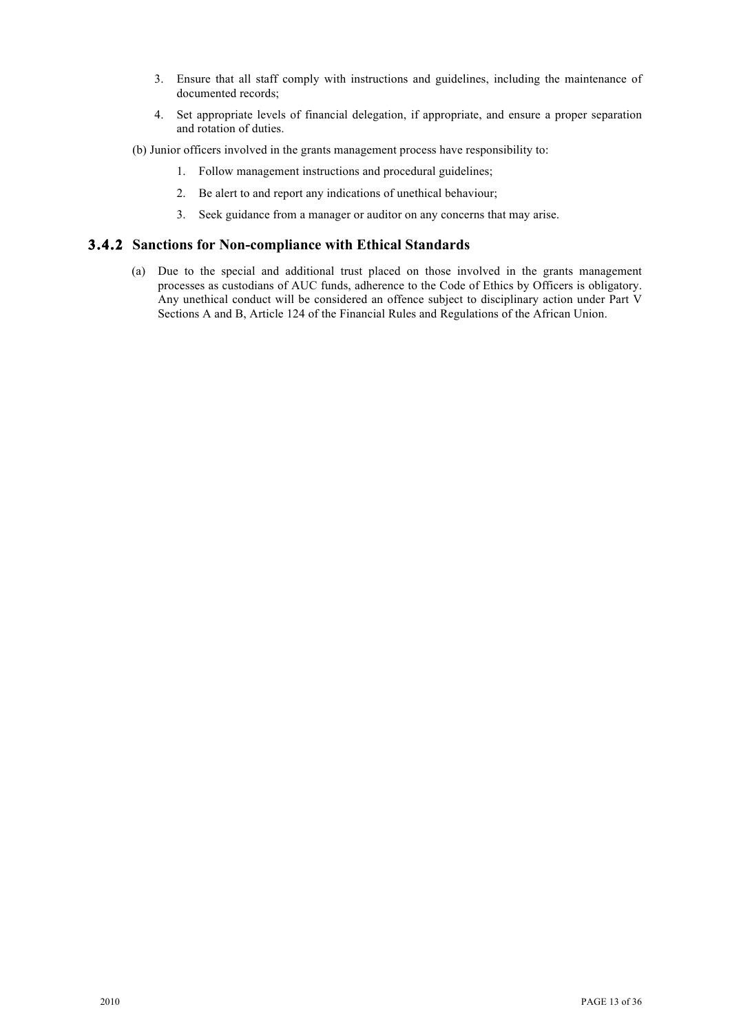3. Ensure that all staff comply with instructions and guidelines, including the maintenance of documented records;
4. Set appropriate levels of financial delegation, if appropriate, and ensure a proper separation and rotation of duties.

(b) Junior officers involved in the grants management process have responsibility to:

1. Follow management instructions and procedural guidelines;
2. Be alert to and report any indications of unethical behaviour;
3. Seek guidance from a manager or auditor on any concerns that may arise.

### 3.4.2 Sanctions for Non-compliance with Ethical Standards

(a) Due to the special and additional trust placed on those involved in the grants management processes as custodians of AUC funds, adherence to the Code of Ethics by Officers is obligatory. Any unethical conduct will be considered an offence subject to disciplinary action under Part V Sections A and B, Article 124 of the Financial Rules and Regulations of the African Union.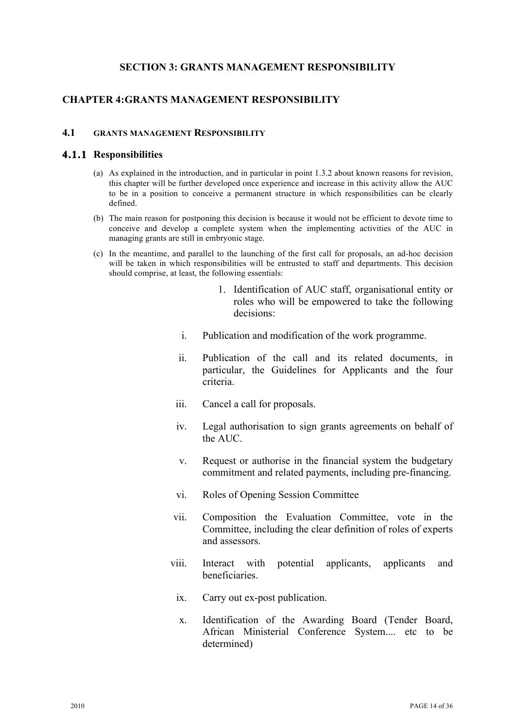# SECTION 3: GRANTS MANAGEMENT RESPONSIBILITY

## CHAPTER 4:GRANTS MANAGEMENT RESPONSIBILITY

### 4.1 GRANTS MANAGEMENT RESPONSIBILITY

#### 4.1.1 Responsibilities

(a) As explained in the introduction, and in particular in point 1.3.2 about known reasons for revision, this chapter will be further developed once experience and increase in this activity allow the AUC to be in a position to conceive a permanent structure in which responsibilities can be clearly defined.

(b) The main reason for postponing this decision is because it would not be efficient to devote time to conceive and develop a complete system when the implementing activities of the AUC in managing grants are still in embryonic stage.

(c) In the meantime, and parallel to the launching of the first call for proposals, an ad-hoc decision will be taken in which responsibilities will be entrusted to staff and departments. This decision should comprise, at least, the following essentials:

1. Identification of AUC staff, organisational entity or roles who will be empowered to take the following decisions:

   i. Publication and modification of the work programme.

   ii. Publication of the call and its related documents, in particular, the Guidelines for Applicants and the four criteria.

   iii. Cancel a call for proposals.

   iv. Legal authorisation to sign grants agreements on behalf of the AUC.

   v. Request or authorise in the financial system the budgetary commitment and related payments, including pre-financing.

   vi. Roles of Opening Session Committee

   vii. Composition the Evaluation Committee, vote in the Committee, including the clear definition of roles of experts and assessors.

   viii. Interact with potential applicants, applicants and beneficiaries.

   ix. Carry out ex-post publication.

   x. Identification of the Awarding Board (Tender Board, African Ministerial Conference System.... etc to be determined)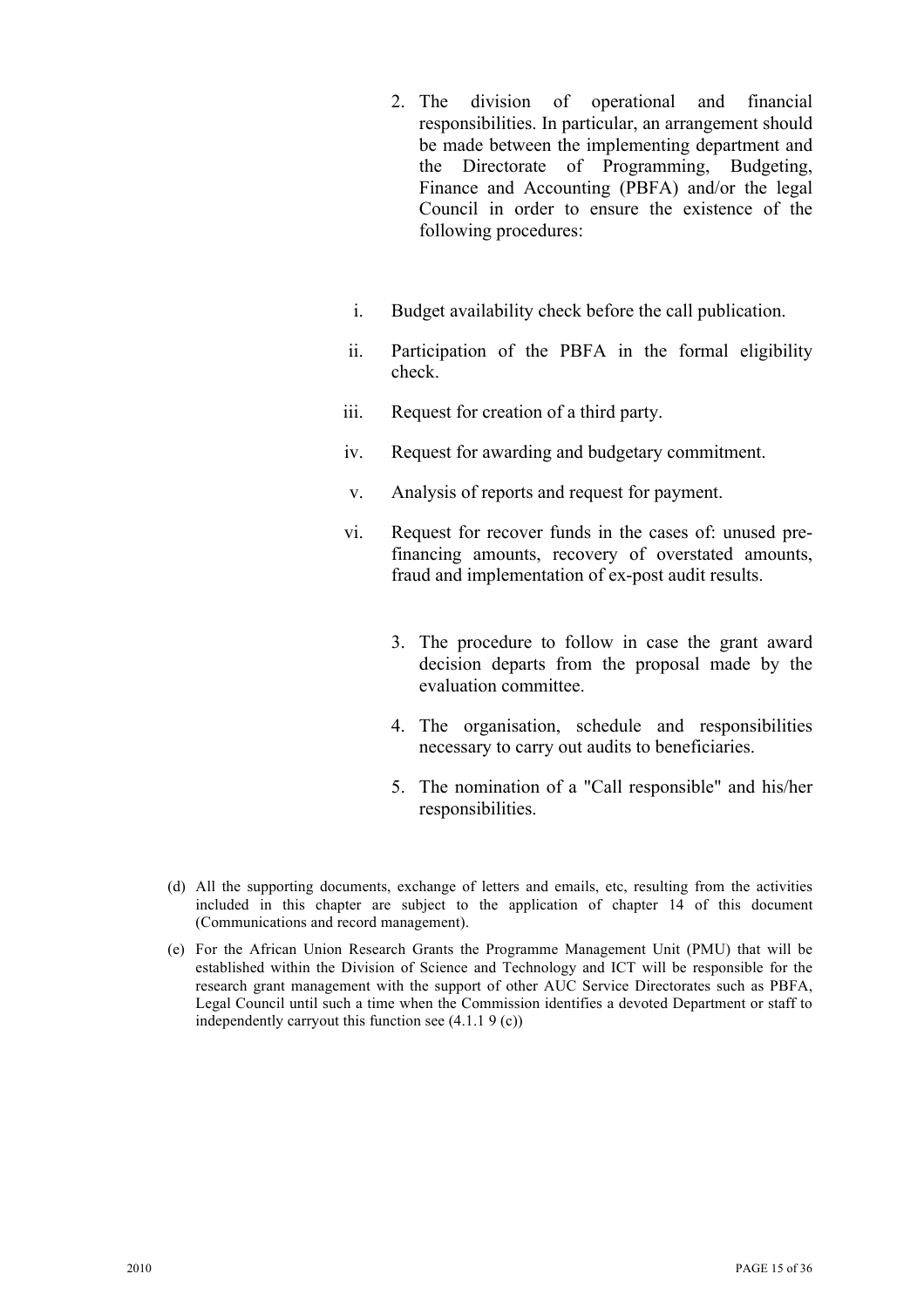2. The division of operational and financial responsibilities. In particular, an arrangement should be made between the implementing department and the Directorate of Programming, Budgeting, Finance and Accounting (PBFA) and/or the legal Council in order to ensure the existence of the following procedures:

   i. Budget availability check before the call publication.

   ii. Participation of the PBFA in the formal eligibility check.

   iii. Request for creation of a third party.

   iv. Request for awarding and budgetary commitment.

   v. Analysis of reports and request for payment.

   vi. Request for recover funds in the cases of: unused pre-financing amounts, recovery of overstated amounts, fraud and implementation of ex-post audit results.

3. The procedure to follow in case the grant award decision departs from the proposal made by the evaluation committee.

4. The organisation, schedule and responsibilities necessary to carry out audits to beneficiaries.

5. The nomination of a "Call responsible" and his/her responsibilities.

(d) All the supporting documents, exchange of letters and emails, etc, resulting from the activities included in this chapter are subject to the application of chapter 14 of this document (Communications and record management).

(e) For the African Union Research Grants the Programme Management Unit (PMU) that will be established within the Division of Science and Technology and ICT will be responsible for the research grant management with the support of other AUC Service Directorates such as PBFA, Legal Council until such a time when the Commission identifies a devoted Department or staff to independently carryout this function see (4.1.1 9 (c))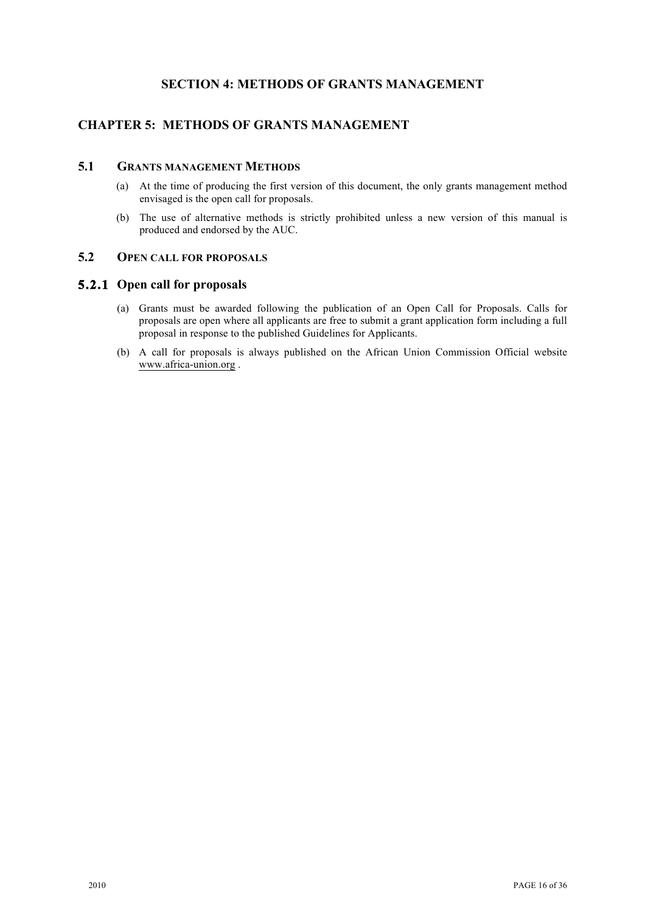# SECTION 4: METHODS OF GRANTS MANAGEMENT

## CHAPTER 5: METHODS OF GRANTS MANAGEMENT

### 5.1 GRANTS MANAGEMENT METHODS

(a) At the time of producing the first version of this document, the only grants management method envisaged is the open call for proposals.

(b) The use of alternative methods is strictly prohibited unless a new version of this manual is produced and endorsed by the AUC.

### 5.2 OPEN CALL FOR PROPOSALS

#### 5.2.1 Open call for proposals

(a) Grants must be awarded following the publication of an Open Call for Proposals. Calls for proposals are open where all applicants are free to submit a grant application form including a full proposal in response to the published Guidelines for Applicants.

(b) A call for proposals is always published on the African Union Commission Official website www.africa-union.org .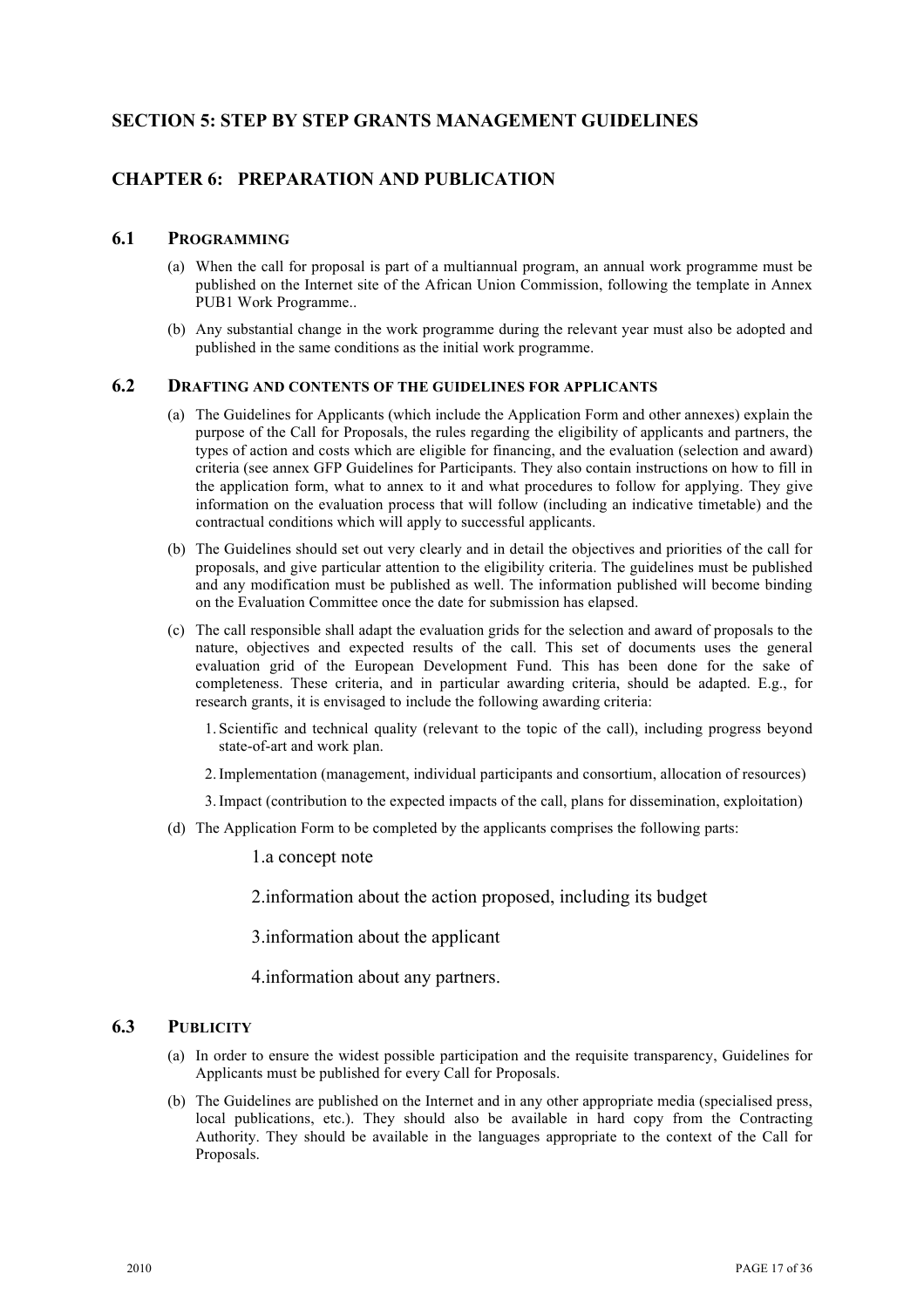## SECTION 5: STEP BY STEP GRANTS MANAGEMENT GUIDELINES

## CHAPTER 6: PREPARATION AND PUBLICATION

### 6.1 PROGRAMMING

(a) When the call for proposal is part of a multiannual program, an annual work programme must be published on the Internet site of the African Union Commission, following the template in Annex PUB1 Work Programme..

(b) Any substantial change in the work programme during the relevant year must also be adopted and published in the same conditions as the initial work programme.

### 6.2 DRAFTING AND CONTENTS OF THE GUIDELINES FOR APPLICANTS

(a) The Guidelines for Applicants (which include the Application Form and other annexes) explain the purpose of the Call for Proposals, the rules regarding the eligibility of applicants and partners, the types of action and costs which are eligible for financing, and the evaluation (selection and award) criteria (see annex GFP Guidelines for Participants. They also contain instructions on how to fill in the application form, what to annex to it and what procedures to follow for applying. They give information on the evaluation process that will follow (including an indicative timetable) and the contractual conditions which will apply to successful applicants.

(b) The Guidelines should set out very clearly and in detail the objectives and priorities of the call for proposals, and give particular attention to the eligibility criteria. The guidelines must be published and any modification must be published as well. The information published will become binding on the Evaluation Committee once the date for submission has elapsed.

(c) The call responsible shall adapt the evaluation grids for the selection and award of proposals to the nature, objectives and expected results of the call. This set of documents uses the general evaluation grid of the European Development Fund. This has been done for the sake of completeness. These criteria, and in particular awarding criteria, should be adapted. E.g., for research grants, it is envisaged to include the following awarding criteria:

1. Scientific and technical quality (relevant to the topic of the call), including progress beyond state-of-art and work plan.
2. Implementation (management, individual participants and consortium, allocation of resources)
3. Impact (contribution to the expected impacts of the call, plans for dissemination, exploitation)

(d) The Application Form to be completed by the applicants comprises the following parts:

1. a concept note
2. information about the action proposed, including its budget
3. information about the applicant
4. information about any partners.

### 6.3 PUBLICITY

(a) In order to ensure the widest possible participation and the requisite transparency, Guidelines for Applicants must be published for every Call for Proposals.

(b) The Guidelines are published on the Internet and in any other appropriate media (specialised press, local publications, etc.). They should also be available in hard copy from the Contracting Authority. They should be available in the languages appropriate to the context of the Call for Proposals.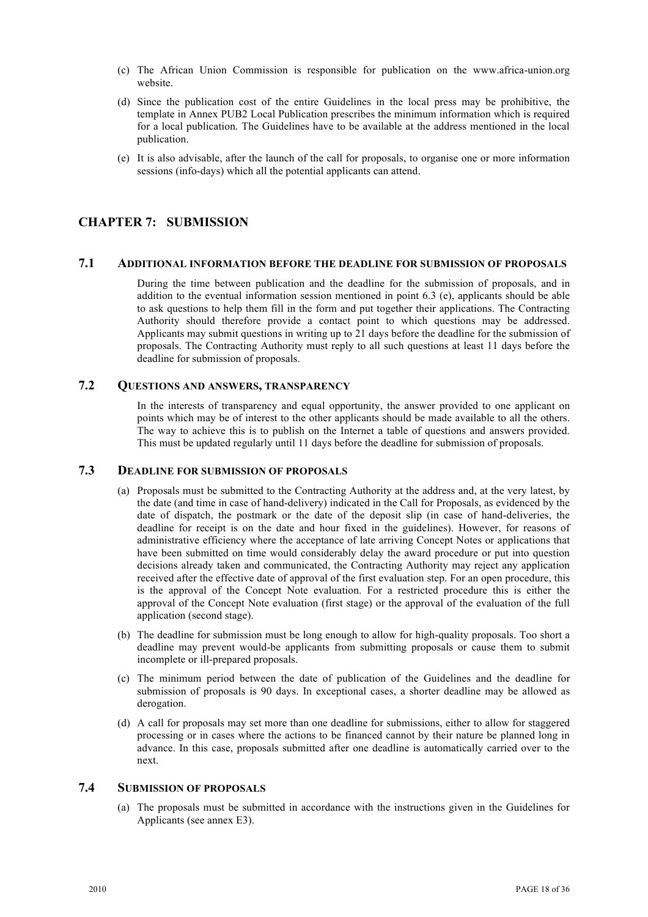(c) The African Union Commission is responsible for publication on the www.africa-union.org website.

(d) Since the publication cost of the entire Guidelines in the local press may be prohibitive, the template in Annex PUB2 Local Publication prescribes the minimum information which is required for a local publication. The Guidelines have to be available at the address mentioned in the local publication.

(e) It is also advisable, after the launch of the call for proposals, to organise one or more information sessions (info-days) which all the potential applicants can attend.

## CHAPTER 7: SUBMISSION

### 7.1 ADDITIONAL INFORMATION BEFORE THE DEADLINE FOR SUBMISSION OF PROPOSALS

During the time between publication and the deadline for the submission of proposals, and in addition to the eventual information session mentioned in point 6.3 (e), applicants should be able to ask questions to help them fill in the form and put together their applications. The Contracting Authority should therefore provide a contact point to which questions may be addressed. Applicants may submit questions in writing up to 21 days before the deadline for the submission of proposals. The Contracting Authority must reply to all such questions at least 11 days before the deadline for submission of proposals.

### 7.2 QUESTIONS AND ANSWERS, TRANSPARENCY

In the interests of transparency and equal opportunity, the answer provided to one applicant on points which may be of interest to the other applicants should be made available to all the others. The way to achieve this is to publish on the Internet a table of questions and answers provided. This must be updated regularly until 11 days before the deadline for submission of proposals.

### 7.3 DEADLINE FOR SUBMISSION OF PROPOSALS

(a) Proposals must be submitted to the Contracting Authority at the address and, at the very latest, by the date (and time in case of hand-delivery) indicated in the Call for Proposals, as evidenced by the date of dispatch, the postmark or the date of the deposit slip (in case of hand-deliveries, the deadline for receipt is on the date and hour fixed in the guidelines). However, for reasons of administrative efficiency where the acceptance of late arriving Concept Notes or applications that have been submitted on time would considerably delay the award procedure or put into question decisions already taken and communicated, the Contracting Authority may reject any application received after the effective date of approval of the first evaluation step. For an open procedure, this is the approval of the Concept Note evaluation. For a restricted procedure this is either the approval of the Concept Note evaluation (first stage) or the approval of the evaluation of the full application (second stage).

(b) The deadline for submission must be long enough to allow for high-quality proposals. Too short a deadline may prevent would-be applicants from submitting proposals or cause them to submit incomplete or ill-prepared proposals.

(c) The minimum period between the date of publication of the Guidelines and the deadline for submission of proposals is 90 days. In exceptional cases, a shorter deadline may be allowed as derogation.

(d) A call for proposals may set more than one deadline for submissions, either to allow for staggered processing or in cases where the actions to be financed cannot by their nature be planned long in advance. In this case, proposals submitted after one deadline is automatically carried over to the next.

### 7.4 SUBMISSION OF PROPOSALS

(a) The proposals must be submitted in accordance with the instructions given in the Guidelines for Applicants (see annex E3).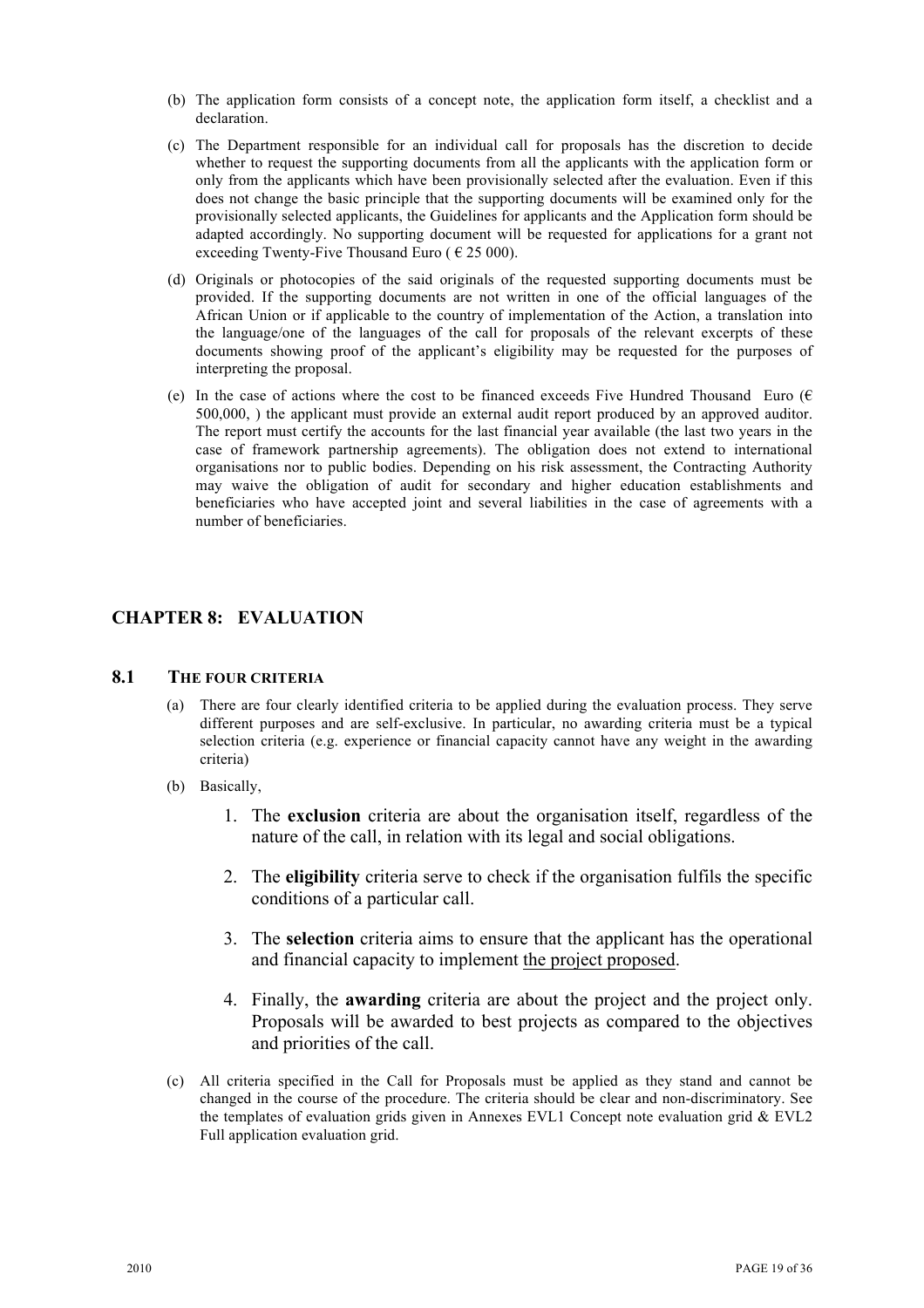(b) The application form consists of a concept note, the application form itself, a checklist and a declaration.

(c) The Department responsible for an individual call for proposals has the discretion to decide whether to request the supporting documents from all the applicants with the application form or only from the applicants which have been provisionally selected after the evaluation. Even if this does not change the basic principle that the supporting documents will be examined only for the provisionally selected applicants, the Guidelines for applicants and the Application form should be adapted accordingly. No supporting document will be requested for applications for a grant not exceeding Twenty-Five Thousand Euro ( € 25 000).

(d) Originals or photocopies of the said originals of the requested supporting documents must be provided. If the supporting documents are not written in one of the official languages of the African Union or if applicable to the country of implementation of the Action, a translation into the language/one of the languages of the call for proposals of the relevant excerpts of these documents showing proof of the applicant's eligibility may be requested for the purposes of interpreting the proposal.

(e) In the case of actions where the cost to be financed exceeds Five Hundred Thousand Euro (€ 500,000, ) the applicant must provide an external audit report produced by an approved auditor. The report must certify the accounts for the last financial year available (the last two years in the case of framework partnership agreements). The obligation does not extend to international organisations nor to public bodies. Depending on his risk assessment, the Contracting Authority may waive the obligation of audit for secondary and higher education establishments and beneficiaries who have accepted joint and several liabilities in the case of agreements with a number of beneficiaries.

## CHAPTER 8: EVALUATION

### 8.1 THE FOUR CRITERIA

(a) There are four clearly identified criteria to be applied during the evaluation process. They serve different purposes and are self-exclusive. In particular, no awarding criteria must be a typical selection criteria (e.g. experience or financial capacity cannot have any weight in the awarding criteria)

(b) Basically,

1. The **exclusion** criteria are about the organisation itself, regardless of the nature of the call, in relation with its legal and social obligations.

2. The **eligibility** criteria serve to check if the organisation fulfils the specific conditions of a particular call.

3. The **selection** criteria aims to ensure that the applicant has the operational and financial capacity to implement the project proposed.

4. Finally, the **awarding** criteria are about the project and the project only. Proposals will be awarded to best projects as compared to the objectives and priorities of the call.

(c) All criteria specified in the Call for Proposals must be applied as they stand and cannot be changed in the course of the procedure. The criteria should be clear and non-discriminatory. See the templates of evaluation grids given in Annexes EVL1 Concept note evaluation grid & EVL2 Full application evaluation grid.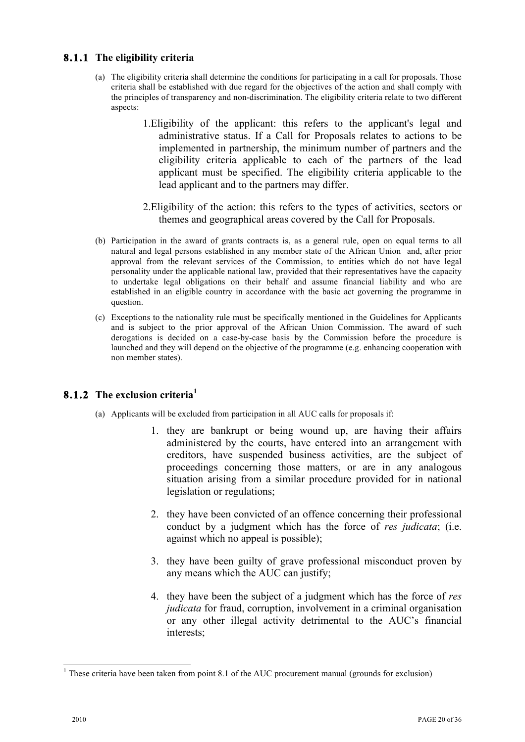### 8.1.1 The eligibility criteria

(a) The eligibility criteria shall determine the conditions for participating in a call for proposals. Those criteria shall be established with due regard for the objectives of the action and shall comply with the principles of transparency and non-discrimination. The eligibility criteria relate to two different aspects:

1. Eligibility of the applicant: this refers to the applicant's legal and administrative status. If a Call for Proposals relates to actions to be implemented in partnership, the minimum number of partners and the eligibility criteria applicable to each of the partners of the lead applicant must be specified. The eligibility criteria applicable to the lead applicant and to the partners may differ.

2. Eligibility of the action: this refers to the types of activities, sectors or themes and geographical areas covered by the Call for Proposals.

(b) Participation in the award of grants contracts is, as a general rule, open on equal terms to all natural and legal persons established in any member state of the African Union and, after prior approval from the relevant services of the Commission, to entities which do not have legal personality under the applicable national law, provided that their representatives have the capacity to undertake legal obligations on their behalf and assume financial liability and who are established in an eligible country in accordance with the basic act governing the programme in question.

(c) Exceptions to the nationality rule must be specifically mentioned in the Guidelines for Applicants and is subject to the prior approval of the African Union Commission. The award of such derogations is decided on a case-by-case basis by the Commission before the procedure is launched and they will depend on the objective of the programme (e.g. enhancing cooperation with non member states).

### 8.1.2 The exclusion criteria[1]

(a) Applicants will be excluded from participation in all AUC calls for proposals if:

1. they are bankrupt or being wound up, are having their affairs administered by the courts, have entered into an arrangement with creditors, have suspended business activities, are the subject of proceedings concerning those matters, or are in any analogous situation arising from a similar procedure provided for in national legislation or regulations;

2. they have been convicted of an offence concerning their professional conduct by a judgment which has the force of *res judicata*; (i.e. against which no appeal is possible);

3. they have been guilty of grave professional misconduct proven by any means which the AUC can justify;

4. they have been the subject of a judgment which has the force of *res judicata* for fraud, corruption, involvement in a criminal organisation or any other illegal activity detrimental to the AUC's financial interests;

[1] These criteria have been taken from point 8.1 of the AUC procurement manual (grounds for exclusion)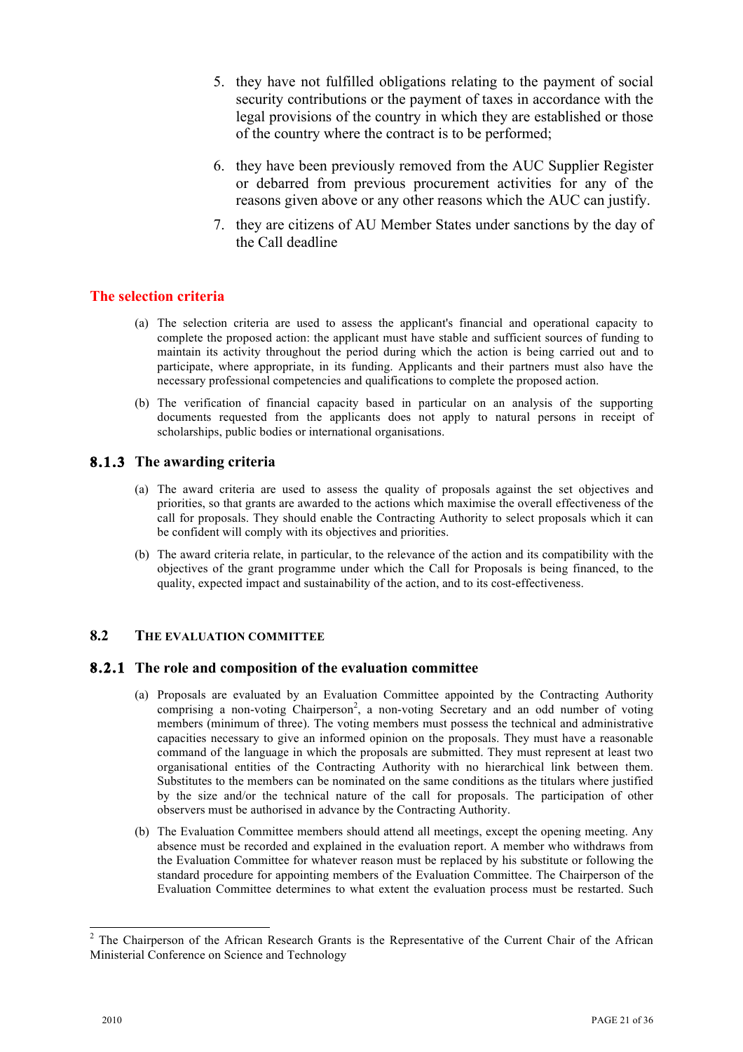5. they have not fulfilled obligations relating to the payment of social security contributions or the payment of taxes in accordance with the legal provisions of the country in which they are established or those of the country where the contract is to be performed;

6. they have been previously removed from the AUC Supplier Register or debarred from previous procurement activities for any of the reasons given above or any other reasons which the AUC can justify.

7. they are citizens of AU Member States under sanctions by the day of the Call deadline

### The selection criteria

(a) The selection criteria are used to assess the applicant's financial and operational capacity to complete the proposed action: the applicant must have stable and sufficient sources of funding to maintain its activity throughout the period during which the action is being carried out and to participate, where appropriate, in its funding. Applicants and their partners must also have the necessary professional competencies and qualifications to complete the proposed action.

(b) The verification of financial capacity based in particular on an analysis of the supporting documents requested from the applicants does not apply to natural persons in receipt of scholarships, public bodies or international organisations.

### 8.1.3 The awarding criteria

(a) The award criteria are used to assess the quality of proposals against the set objectives and priorities, so that grants are awarded to the actions which maximise the overall effectiveness of the call for proposals. They should enable the Contracting Authority to select proposals which it can be confident will comply with its objectives and priorities.

(b) The award criteria relate, in particular, to the relevance of the action and its compatibility with the objectives of the grant programme under which the Call for Proposals is being financed, to the quality, expected impact and sustainability of the action, and to its cost-effectiveness.

## 8.2 THE EVALUATION COMMITTEE

### 8.2.1 The role and composition of the evaluation committee

(a) Proposals are evaluated by an Evaluation Committee appointed by the Contracting Authority comprising a non-voting Chairperson[2], a non-voting Secretary and an odd number of voting members (minimum of three). The voting members must possess the technical and administrative capacities necessary to give an informed opinion on the proposals. They must have a reasonable command of the language in which the proposals are submitted. They must represent at least two organisational entities of the Contracting Authority with no hierarchical link between them. Substitutes to the members can be nominated on the same conditions as the titulars where justified by the size and/or the technical nature of the call for proposals. The participation of other observers must be authorised in advance by the Contracting Authority.

(b) The Evaluation Committee members should attend all meetings, except the opening meeting. Any absence must be recorded and explained in the evaluation report. A member who withdraws from the Evaluation Committee for whatever reason must be replaced by his substitute or following the standard procedure for appointing members of the Evaluation Committee. The Chairperson of the Evaluation Committee determines to what extent the evaluation process must be restarted. Such

[2] The Chairperson of the African Research Grants is the Representative of the Current Chair of the African Ministerial Conference on Science and Technology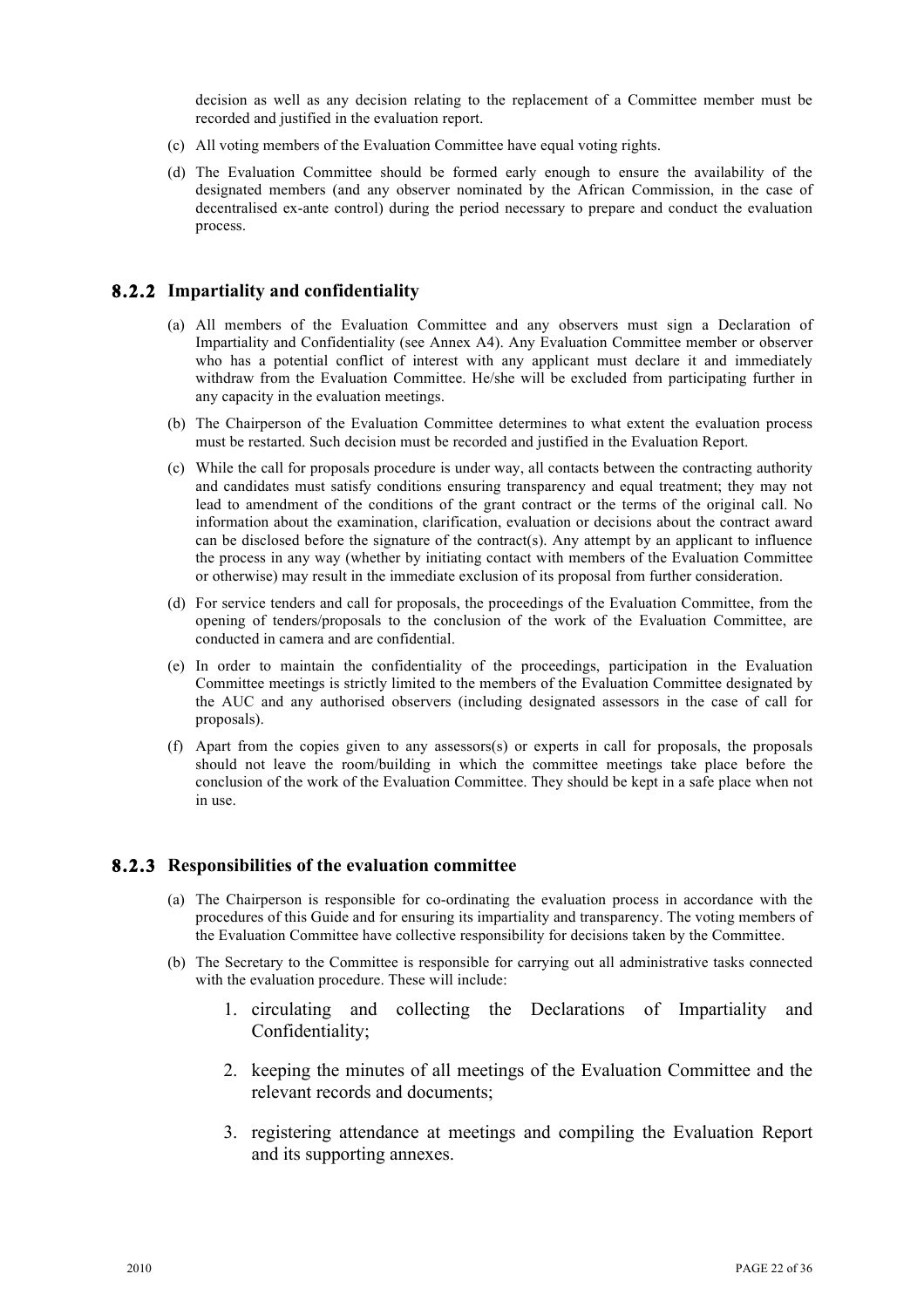decision as well as any decision relating to the replacement of a Committee member must be recorded and justified in the evaluation report.

(c) All voting members of the Evaluation Committee have equal voting rights.

(d) The Evaluation Committee should be formed early enough to ensure the availability of the designated members (and any observer nominated by the African Commission, in the case of decentralised ex-ante control) during the period necessary to prepare and conduct the evaluation process.

### 8.2.2 Impartiality and confidentiality

(a) All members of the Evaluation Committee and any observers must sign a Declaration of Impartiality and Confidentiality (see Annex A4). Any Evaluation Committee member or observer who has a potential conflict of interest with any applicant must declare it and immediately withdraw from the Evaluation Committee. He/she will be excluded from participating further in any capacity in the evaluation meetings.

(b) The Chairperson of the Evaluation Committee determines to what extent the evaluation process must be restarted. Such decision must be recorded and justified in the Evaluation Report.

(c) While the call for proposals procedure is under way, all contacts between the contracting authority and candidates must satisfy conditions ensuring transparency and equal treatment; they may not lead to amendment of the conditions of the grant contract or the terms of the original call. No information about the examination, clarification, evaluation or decisions about the contract award can be disclosed before the signature of the contract(s). Any attempt by an applicant to influence the process in any way (whether by initiating contact with members of the Evaluation Committee or otherwise) may result in the immediate exclusion of its proposal from further consideration.

(d) For service tenders and call for proposals, the proceedings of the Evaluation Committee, from the opening of tenders/proposals to the conclusion of the work of the Evaluation Committee, are conducted in camera and are confidential.

(e) In order to maintain the confidentiality of the proceedings, participation in the Evaluation Committee meetings is strictly limited to the members of the Evaluation Committee designated by the AUC and any authorised observers (including designated assessors in the case of call for proposals).

(f) Apart from the copies given to any assessors(s) or experts in call for proposals, the proposals should not leave the room/building in which the committee meetings take place before the conclusion of the work of the Evaluation Committee. They should be kept in a safe place when not in use.

### 8.2.3 Responsibilities of the evaluation committee

(a) The Chairperson is responsible for co-ordinating the evaluation process in accordance with the procedures of this Guide and for ensuring its impartiality and transparency. The voting members of the Evaluation Committee have collective responsibility for decisions taken by the Committee.

(b) The Secretary to the Committee is responsible for carrying out all administrative tasks connected with the evaluation procedure. These will include:

1. circulating and collecting the Declarations of Impartiality and Confidentiality;
2. keeping the minutes of all meetings of the Evaluation Committee and the relevant records and documents;
3. registering attendance at meetings and compiling the Evaluation Report and its supporting annexes.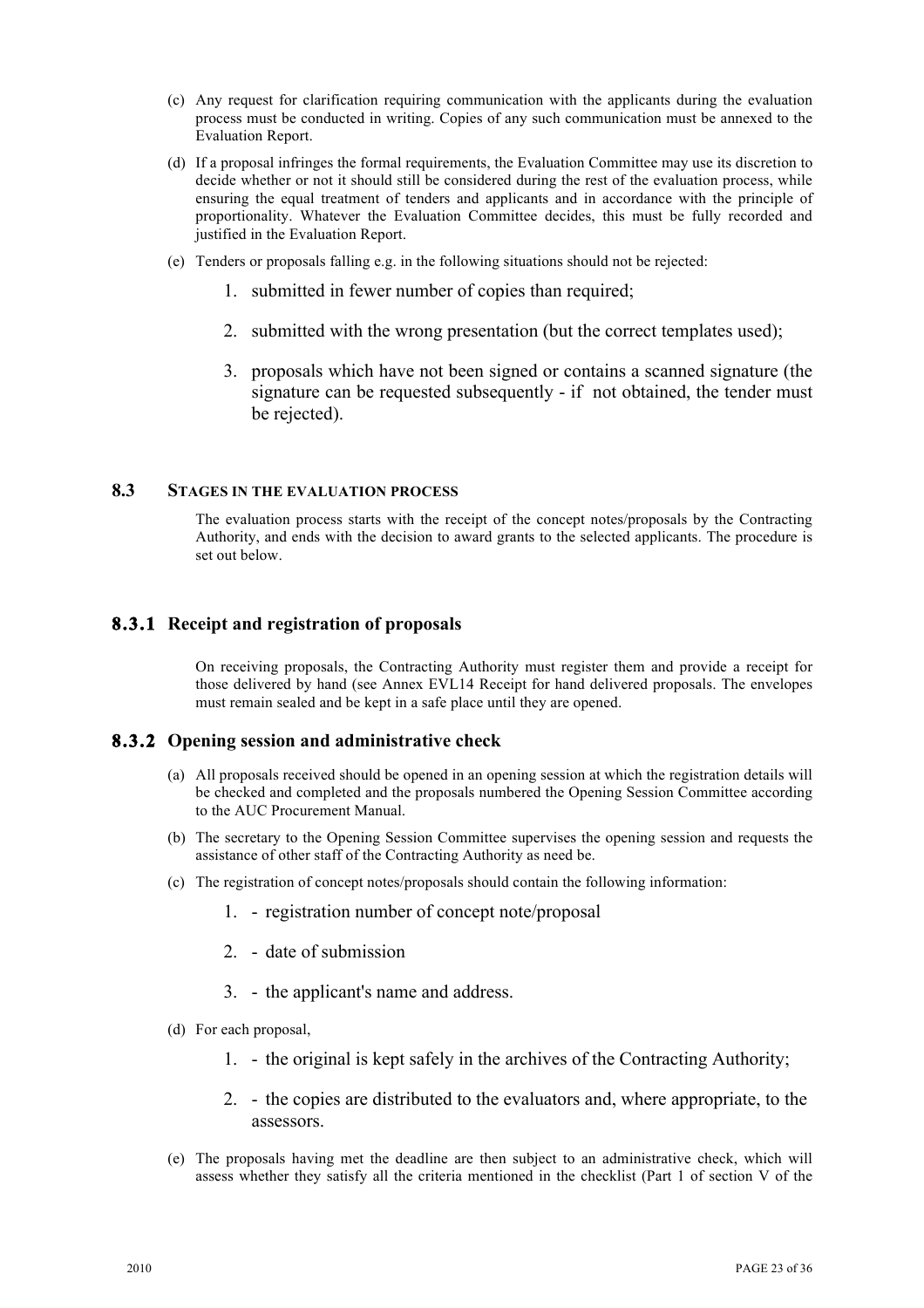(c) Any request for clarification requiring communication with the applicants during the evaluation process must be conducted in writing. Copies of any such communication must be annexed to the Evaluation Report.

(d) If a proposal infringes the formal requirements, the Evaluation Committee may use its discretion to decide whether or not it should still be considered during the rest of the evaluation process, while ensuring the equal treatment of tenders and applicants and in accordance with the principle of proportionality. Whatever the Evaluation Committee decides, this must be fully recorded and justified in the Evaluation Report.

(e) Tenders or proposals falling e.g. in the following situations should not be rejected:

1. submitted in fewer number of copies than required;
2. submitted with the wrong presentation (but the correct templates used);
3. proposals which have not been signed or contains a scanned signature (the signature can be requested subsequently - if not obtained, the tender must be rejected).

## 8.3 STAGES IN THE EVALUATION PROCESS

The evaluation process starts with the receipt of the concept notes/proposals by the Contracting Authority, and ends with the decision to award grants to the selected applicants. The procedure is set out below.

### 8.3.1 Receipt and registration of proposals

On receiving proposals, the Contracting Authority must register them and provide a receipt for those delivered by hand (see Annex EVL14 Receipt for hand delivered proposals. The envelopes must remain sealed and be kept in a safe place until they are opened.

### 8.3.2 Opening session and administrative check

(a) All proposals received should be opened in an opening session at which the registration details will be checked and completed and the proposals numbered the Opening Session Committee according to the AUC Procurement Manual.

(b) The secretary to the Opening Session Committee supervises the opening session and requests the assistance of other staff of the Contracting Authority as need be.

(c) The registration of concept notes/proposals should contain the following information:

1. - registration number of concept note/proposal
2. - date of submission
3. - the applicant's name and address.

(d) For each proposal,

1. - the original is kept safely in the archives of the Contracting Authority;
2. - the copies are distributed to the evaluators and, where appropriate, to the assessors.

(e) The proposals having met the deadline are then subject to an administrative check, which will assess whether they satisfy all the criteria mentioned in the checklist (Part 1 of section V of the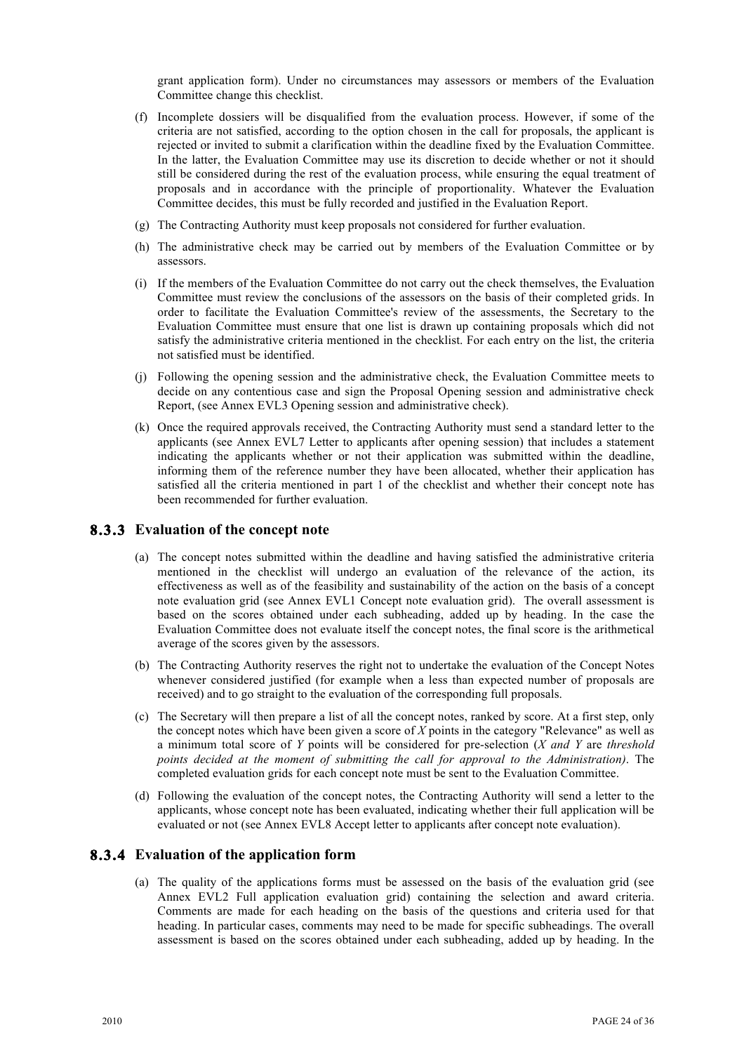grant application form). Under no circumstances may assessors or members of the Evaluation Committee change this checklist.

(f) Incomplete dossiers will be disqualified from the evaluation process. However, if some of the criteria are not satisfied, according to the option chosen in the call for proposals, the applicant is rejected or invited to submit a clarification within the deadline fixed by the Evaluation Committee. In the latter, the Evaluation Committee may use its discretion to decide whether or not it should still be considered during the rest of the evaluation process, while ensuring the equal treatment of proposals and in accordance with the principle of proportionality. Whatever the Evaluation Committee decides, this must be fully recorded and justified in the Evaluation Report.

(g) The Contracting Authority must keep proposals not considered for further evaluation.

(h) The administrative check may be carried out by members of the Evaluation Committee or by assessors.

(i) If the members of the Evaluation Committee do not carry out the check themselves, the Evaluation Committee must review the conclusions of the assessors on the basis of their completed grids. In order to facilitate the Evaluation Committee's review of the assessments, the Secretary to the Evaluation Committee must ensure that one list is drawn up containing proposals which did not satisfy the administrative criteria mentioned in the checklist. For each entry on the list, the criteria not satisfied must be identified.

(j) Following the opening session and the administrative check, the Evaluation Committee meets to decide on any contentious case and sign the Proposal Opening session and administrative check Report, (see Annex EVL3 Opening session and administrative check).

(k) Once the required approvals received, the Contracting Authority must send a standard letter to the applicants (see Annex EVL7 Letter to applicants after opening session) that includes a statement indicating the applicants whether or not their application was submitted within the deadline, informing them of the reference number they have been allocated, whether their application has satisfied all the criteria mentioned in part 1 of the checklist and whether their concept note has been recommended for further evaluation.

### 8.3.3 Evaluation of the concept note

(a) The concept notes submitted within the deadline and having satisfied the administrative criteria mentioned in the checklist will undergo an evaluation of the relevance of the action, its effectiveness as well as of the feasibility and sustainability of the action on the basis of a concept note evaluation grid (see Annex EVL1 Concept note evaluation grid). The overall assessment is based on the scores obtained under each subheading, added up by heading. In the case the Evaluation Committee does not evaluate itself the concept notes, the final score is the arithmetical average of the scores given by the assessors.

(b) The Contracting Authority reserves the right not to undertake the evaluation of the Concept Notes whenever considered justified (for example when a less than expected number of proposals are received) and to go straight to the evaluation of the corresponding full proposals.

(c) The Secretary will then prepare a list of all the concept notes, ranked by score. At a first step, only the concept notes which have been given a score of *X* points in the category "Relevance" as well as a minimum total score of *Y* points will be considered for pre-selection (*X and Y are threshold points decided at the moment of submitting the call for approval to the Administration)*. The completed evaluation grids for each concept note must be sent to the Evaluation Committee.

(d) Following the evaluation of the concept notes, the Contracting Authority will send a letter to the applicants, whose concept note has been evaluated, indicating whether their full application will be evaluated or not (see Annex EVL8 Accept letter to applicants after concept note evaluation).

### 8.3.4 Evaluation of the application form

(a) The quality of the applications forms must be assessed on the basis of the evaluation grid (see Annex EVL2 Full application evaluation grid) containing the selection and award criteria. Comments are made for each heading on the basis of the questions and criteria used for that heading. In particular cases, comments may need to be made for specific subheadings. The overall assessment is based on the scores obtained under each subheading, added up by heading. In the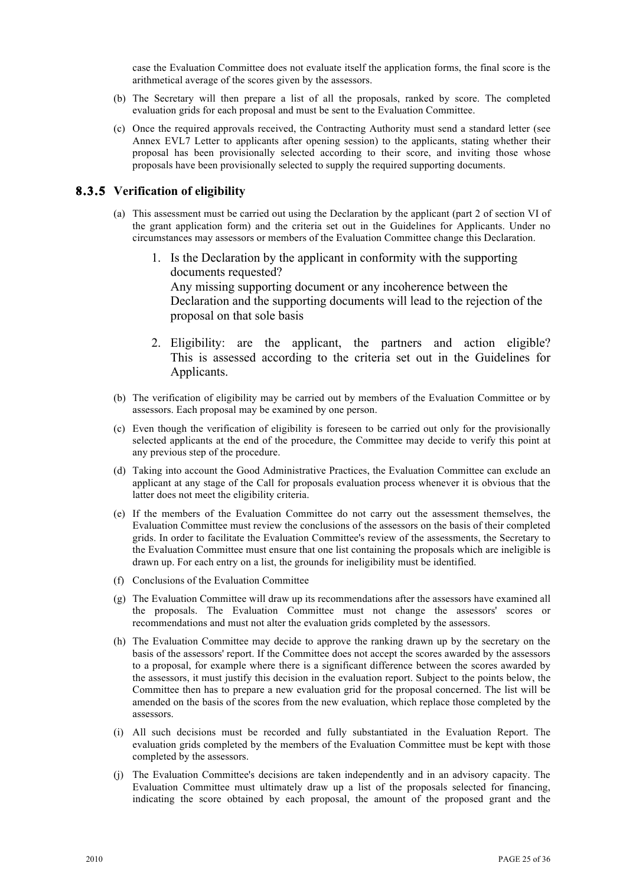case the Evaluation Committee does not evaluate itself the application forms, the final score is the arithmetical average of the scores given by the assessors.

(b) The Secretary will then prepare a list of all the proposals, ranked by score. The completed evaluation grids for each proposal and must be sent to the Evaluation Committee.

(c) Once the required approvals received, the Contracting Authority must send a standard letter (see Annex EVL7 Letter to applicants after opening session) to the applicants, stating whether their proposal has been provisionally selected according to their score, and inviting those whose proposals have been provisionally selected to supply the required supporting documents.

### 8.3.5 Verification of eligibility

(a) This assessment must be carried out using the Declaration by the applicant (part 2 of section VI of the grant application form) and the criteria set out in the Guidelines for Applicants. Under no circumstances may assessors or members of the Evaluation Committee change this Declaration.

1. Is the Declaration by the applicant in conformity with the supporting documents requested?
   Any missing supporting document or any incoherence between the Declaration and the supporting documents will lead to the rejection of the proposal on that sole basis

2. Eligibility: are the applicant, the partners and action eligible? This is assessed according to the criteria set out in the Guidelines for Applicants.

(b) The verification of eligibility may be carried out by members of the Evaluation Committee or by assessors. Each proposal may be examined by one person.

(c) Even though the verification of eligibility is foreseen to be carried out only for the provisionally selected applicants at the end of the procedure, the Committee may decide to verify this point at any previous step of the procedure.

(d) Taking into account the Good Administrative Practices, the Evaluation Committee can exclude an applicant at any stage of the Call for proposals evaluation process whenever it is obvious that the latter does not meet the eligibility criteria.

(e) If the members of the Evaluation Committee do not carry out the assessment themselves, the Evaluation Committee must review the conclusions of the assessors on the basis of their completed grids. In order to facilitate the Evaluation Committee's review of the assessments, the Secretary to the Evaluation Committee must ensure that one list containing the proposals which are ineligible is drawn up. For each entry on a list, the grounds for ineligibility must be identified.

(f) Conclusions of the Evaluation Committee

(g) The Evaluation Committee will draw up its recommendations after the assessors have examined all the proposals. The Evaluation Committee must not change the assessors' scores or recommendations and must not alter the evaluation grids completed by the assessors.

(h) The Evaluation Committee may decide to approve the ranking drawn up by the secretary on the basis of the assessors' report. If the Committee does not accept the scores awarded by the assessors to a proposal, for example where there is a significant difference between the scores awarded by the assessors, it must justify this decision in the evaluation report. Subject to the points below, the Committee then has to prepare a new evaluation grid for the proposal concerned. The list will be amended on the basis of the scores from the new evaluation, which replace those completed by the assessors.

(i) All such decisions must be recorded and fully substantiated in the Evaluation Report. The evaluation grids completed by the members of the Evaluation Committee must be kept with those completed by the assessors.

(j) The Evaluation Committee's decisions are taken independently and in an advisory capacity. The Evaluation Committee must ultimately draw up a list of the proposals selected for financing, indicating the score obtained by each proposal, the amount of the proposed grant and the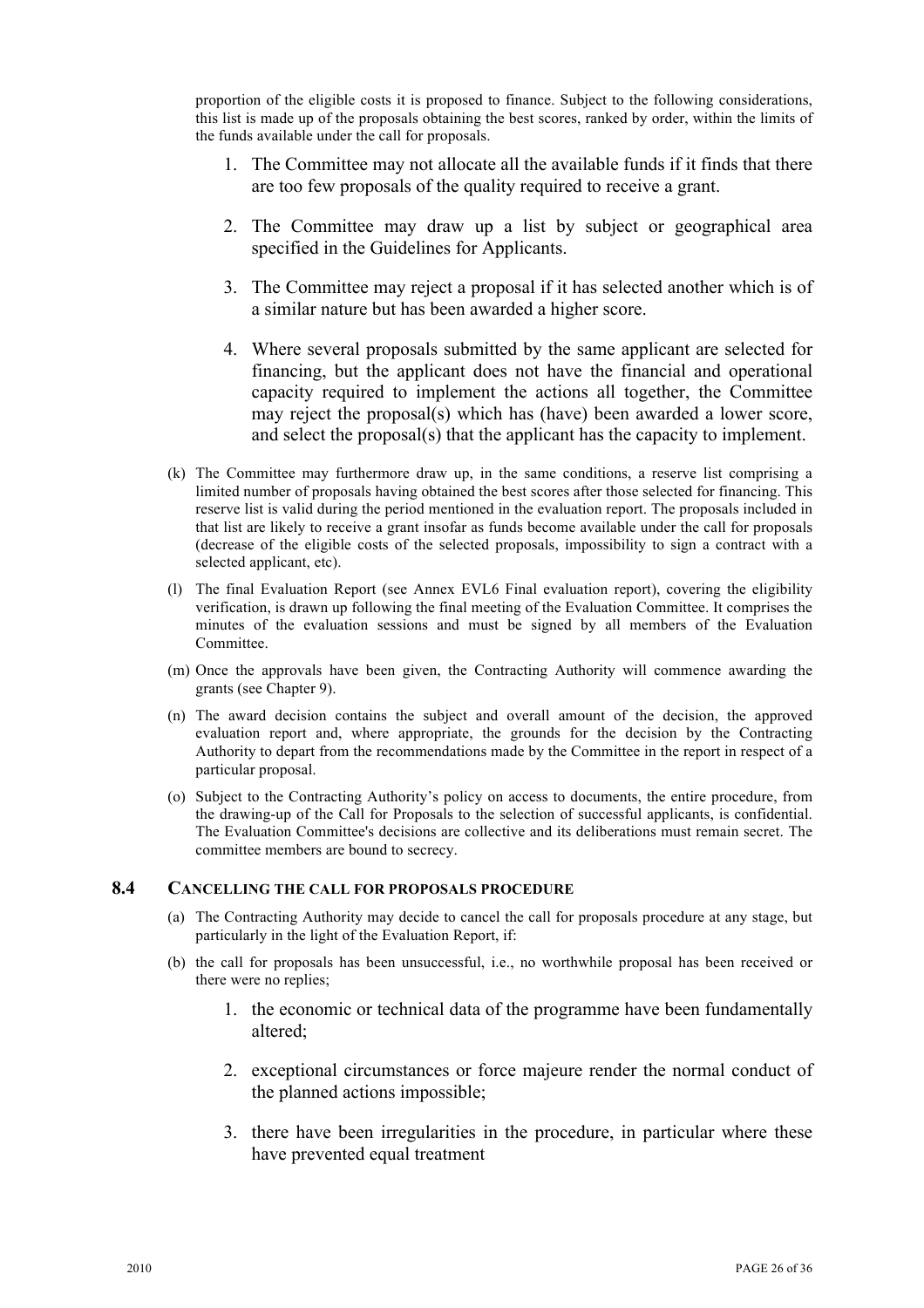proportion of the eligible costs it is proposed to finance. Subject to the following considerations, this list is made up of the proposals obtaining the best scores, ranked by order, within the limits of the funds available under the call for proposals.

1. The Committee may not allocate all the available funds if it finds that there are too few proposals of the quality required to receive a grant.
2. The Committee may draw up a list by subject or geographical area specified in the Guidelines for Applicants.
3. The Committee may reject a proposal if it has selected another which is of a similar nature but has been awarded a higher score.
4. Where several proposals submitted by the same applicant are selected for financing, but the applicant does not have the financial and operational capacity required to implement the actions all together, the Committee may reject the proposal(s) which has (have) been awarded a lower score, and select the proposal(s) that the applicant has the capacity to implement.

(k) The Committee may furthermore draw up, in the same conditions, a reserve list comprising a limited number of proposals having obtained the best scores after those selected for financing. This reserve list is valid during the period mentioned in the evaluation report. The proposals included in that list are likely to receive a grant insofar as funds become available under the call for proposals (decrease of the eligible costs of the selected proposals, impossibility to sign a contract with a selected applicant, etc).

(l) The final Evaluation Report (see Annex EVL6 Final evaluation report), covering the eligibility verification, is drawn up following the final meeting of the Evaluation Committee. It comprises the minutes of the evaluation sessions and must be signed by all members of the Evaluation Committee.

(m) Once the approvals have been given, the Contracting Authority will commence awarding the grants (see Chapter 9).

(n) The award decision contains the subject and overall amount of the decision, the approved evaluation report and, where appropriate, the grounds for the decision by the Contracting Authority to depart from the recommendations made by the Committee in the report in respect of a particular proposal.

(o) Subject to the Contracting Authority's policy on access to documents, the entire procedure, from the drawing-up of the Call for Proposals to the selection of successful applicants, is confidential. The Evaluation Committee's decisions are collective and its deliberations must remain secret. The committee members are bound to secrecy.

## 8.4 CANCELLING THE CALL FOR PROPOSALS PROCEDURE

(a) The Contracting Authority may decide to cancel the call for proposals procedure at any stage, but particularly in the light of the Evaluation Report, if:

(b) the call for proposals has been unsuccessful, i.e., no worthwhile proposal has been received or there were no replies;

1. the economic or technical data of the programme have been fundamentally altered;
2. exceptional circumstances or force majeure render the normal conduct of the planned actions impossible;
3. there have been irregularities in the procedure, in particular where these have prevented equal treatment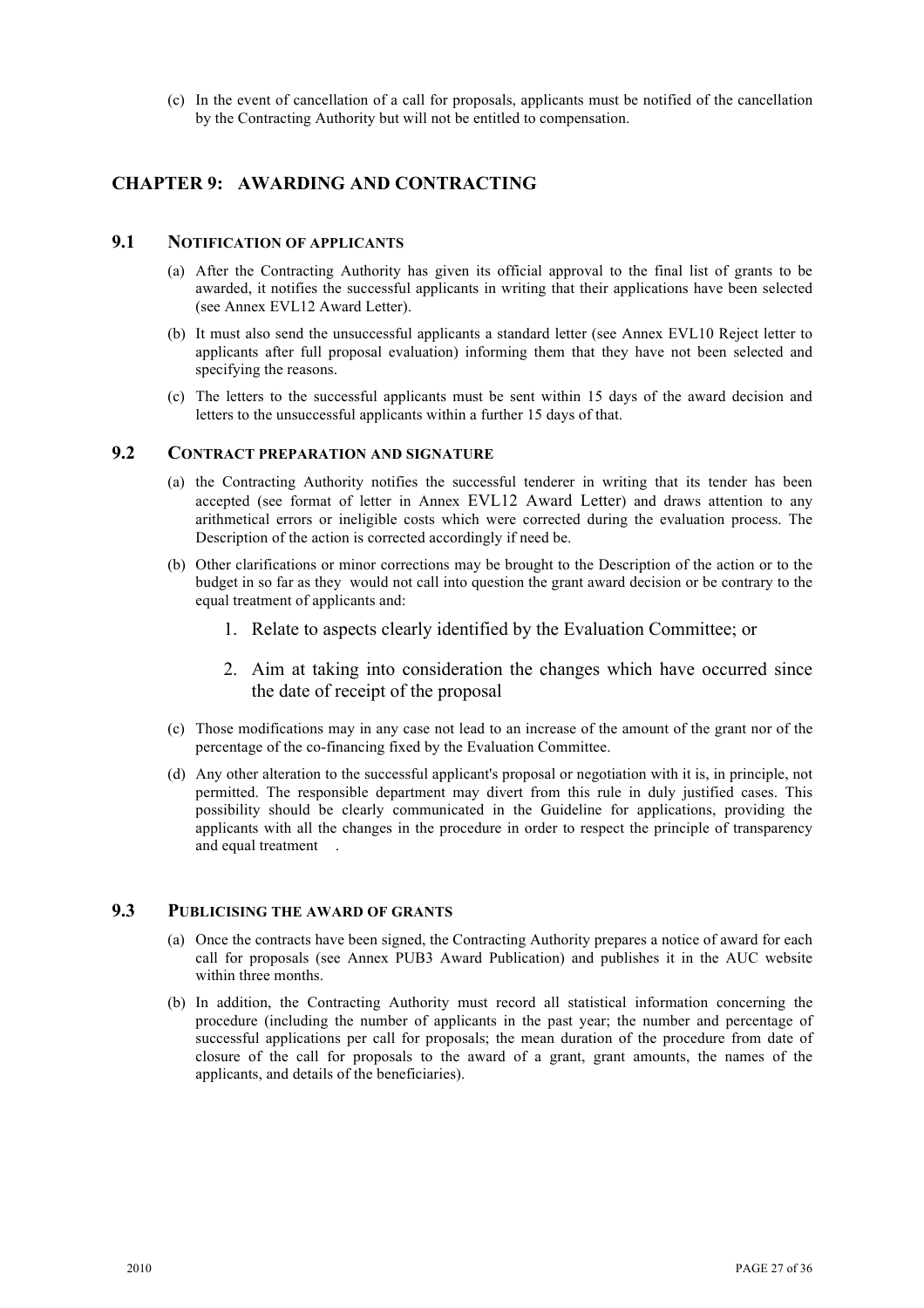(c) In the event of cancellation of a call for proposals, applicants must be notified of the cancellation by the Contracting Authority but will not be entitled to compensation.

## CHAPTER 9: AWARDING AND CONTRACTING

### 9.1 NOTIFICATION OF APPLICANTS

(a) After the Contracting Authority has given its official approval to the final list of grants to be awarded, it notifies the successful applicants in writing that their applications have been selected (see Annex EVL12 Award Letter).

(b) It must also send the unsuccessful applicants a standard letter (see Annex EVL10 Reject letter to applicants after full proposal evaluation) informing them that they have not been selected and specifying the reasons.

(c) The letters to the successful applicants must be sent within 15 days of the award decision and letters to the unsuccessful applicants within a further 15 days of that.

### 9.2 CONTRACT PREPARATION AND SIGNATURE

(a) the Contracting Authority notifies the successful tenderer in writing that its tender has been accepted (see format of letter in Annex EVL12 Award Letter) and draws attention to any arithmetical errors or ineligible costs which were corrected during the evaluation process. The Description of the action is corrected accordingly if need be.

(b) Other clarifications or minor corrections may be brought to the Description of the action or to the budget in so far as they would not call into question the grant award decision or be contrary to the equal treatment of applicants and:

1. Relate to aspects clearly identified by the Evaluation Committee; or
2. Aim at taking into consideration the changes which have occurred since the date of receipt of the proposal

(c) Those modifications may in any case not lead to an increase of the amount of the grant nor of the percentage of the co-financing fixed by the Evaluation Committee.

(d) Any other alteration to the successful applicant's proposal or negotiation with it is, in principle, not permitted. The responsible department may divert from this rule in duly justified cases. This possibility should be clearly communicated in the Guideline for applications, providing the applicants with all the changes in the procedure in order to respect the principle of transparency and equal treatment .

### 9.3 PUBLICISING THE AWARD OF GRANTS

(a) Once the contracts have been signed, the Contracting Authority prepares a notice of award for each call for proposals (see Annex PUB3 Award Publication) and publishes it in the AUC website within three months.

(b) In addition, the Contracting Authority must record all statistical information concerning the procedure (including the number of applicants in the past year; the number and percentage of successful applications per call for proposals; the mean duration of the procedure from date of closure of the call for proposals to the award of a grant, grant amounts, the names of the applicants, and details of the beneficiaries).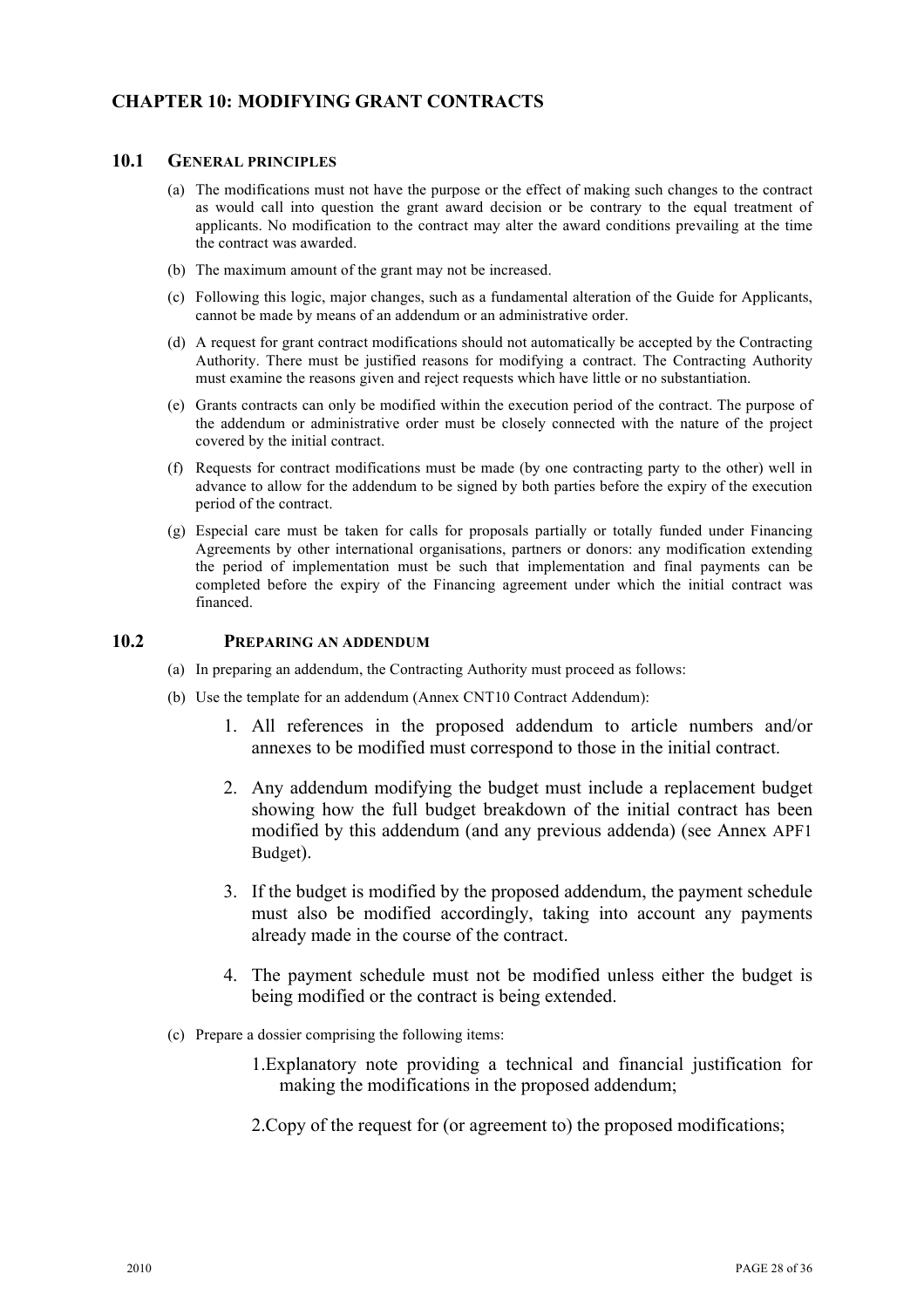# CHAPTER 10: MODIFYING GRANT CONTRACTS

## 10.1 GENERAL PRINCIPLES

(a) The modifications must not have the purpose or the effect of making such changes to the contract as would call into question the grant award decision or be contrary to the equal treatment of applicants. No modification to the contract may alter the award conditions prevailing at the time the contract was awarded.

(b) The maximum amount of the grant may not be increased.

(c) Following this logic, major changes, such as a fundamental alteration of the Guide for Applicants, cannot be made by means of an addendum or an administrative order.

(d) A request for grant contract modifications should not automatically be accepted by the Contracting Authority. There must be justified reasons for modifying a contract. The Contracting Authority must examine the reasons given and reject requests which have little or no substantiation.

(e) Grants contracts can only be modified within the execution period of the contract. The purpose of the addendum or administrative order must be closely connected with the nature of the project covered by the initial contract.

(f) Requests for contract modifications must be made (by one contracting party to the other) well in advance to allow for the addendum to be signed by both parties before the expiry of the execution period of the contract.

(g) Especial care must be taken for calls for proposals partially or totally funded under Financing Agreements by other international organisations, partners or donors: any modification extending the period of implementation must be such that implementation and final payments can be completed before the expiry of the Financing agreement under which the initial contract was financed.

## 10.2 PREPARING AN ADDENDUM

(a) In preparing an addendum, the Contracting Authority must proceed as follows:

(b) Use the template for an addendum (Annex CNT10 Contract Addendum):

1. All references in the proposed addendum to article numbers and/or annexes to be modified must correspond to those in the initial contract.
2. Any addendum modifying the budget must include a replacement budget showing how the full budget breakdown of the initial contract has been modified by this addendum (and any previous addenda) (see Annex APF1 Budget).
3. If the budget is modified by the proposed addendum, the payment schedule must also be modified accordingly, taking into account any payments already made in the course of the contract.
4. The payment schedule must not be modified unless either the budget is being modified or the contract is being extended.

(c) Prepare a dossier comprising the following items:

1. Explanatory note providing a technical and financial justification for making the modifications in the proposed addendum;
2. Copy of the request for (or agreement to) the proposed modifications;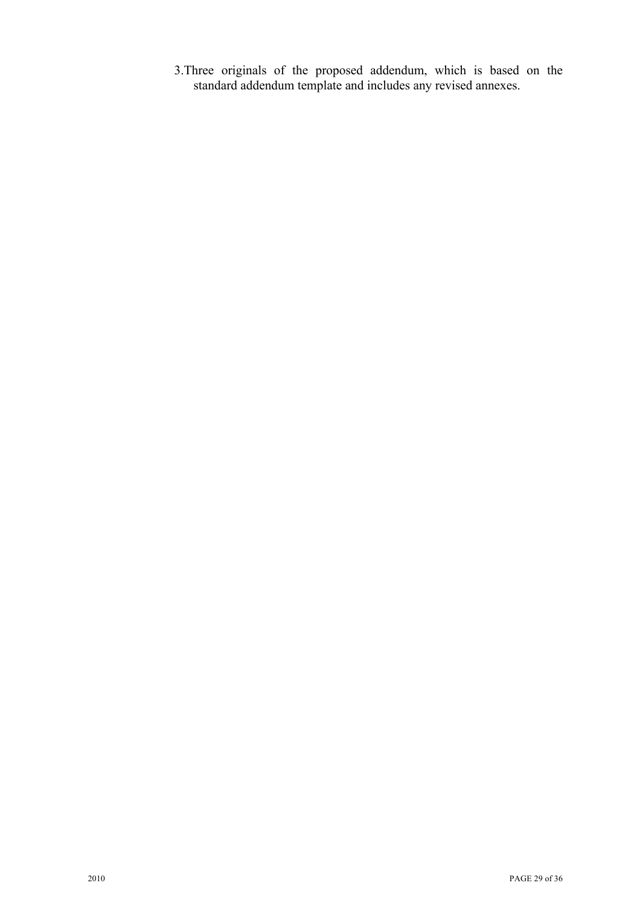3. Three originals of the proposed addendum, which is based on the standard addendum template and includes any revised annexes.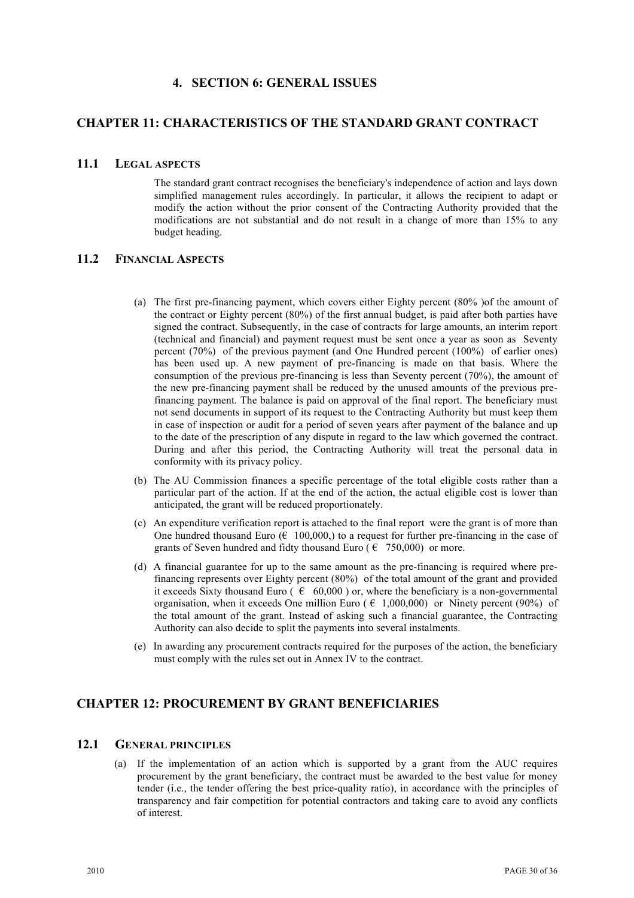# 4. SECTION 6: GENERAL ISSUES

## CHAPTER 11: CHARACTERISTICS OF THE STANDARD GRANT CONTRACT

### 11.1 LEGAL ASPECTS

The standard grant contract recognises the beneficiary's independence of action and lays down simplified management rules accordingly. In particular, it allows the recipient to adapt or modify the action without the prior consent of the Contracting Authority provided that the modifications are not substantial and do not result in a change of more than 15% to any budget heading.

### 11.2 FINANCIAL ASPECTS

(a) The first pre-financing payment, which covers either Eighty percent (80% )of the amount of the contract or Eighty percent (80%) of the first annual budget, is paid after both parties have signed the contract. Subsequently, in the case of contracts for large amounts, an interim report (technical and financial) and payment request must be sent once a year as soon as Seventy percent (70%) of the previous payment (and One Hundred percent (100%) of earlier ones) has been used up. A new payment of pre-financing is made on that basis. Where the consumption of the previous pre-financing is less than Seventy percent (70%), the amount of the new pre-financing payment shall be reduced by the unused amounts of the previous pre-financing payment. The balance is paid on approval of the final report. The beneficiary must not send documents in support of its request to the Contracting Authority but must keep them in case of inspection or audit for a period of seven years after payment of the balance and up to the date of the prescription of any dispute in regard to the law which governed the contract. During and after this period, the Contracting Authority will treat the personal data in conformity with its privacy policy.

(b) The AU Commission finances a specific percentage of the total eligible costs rather than a particular part of the action. If at the end of the action, the actual eligible cost is lower than anticipated, the grant will be reduced proportionately.

(c) An expenditure verification report is attached to the final report were the grant is of more than One hundred thousand Euro (€ 100,000,) to a request for further pre-financing in the case of grants of Seven hundred and fidty thousand Euro ( € 750,000) or more.

(d) A financial guarantee for up to the same amount as the pre-financing is required where pre-financing represents over Eighty percent (80%) of the total amount of the grant and provided it exceeds Sixty thousand Euro ( € 60,000 ) or, where the beneficiary is a non-governmental organisation, when it exceeds One million Euro ( € 1,000,000) or Ninety percent (90%) of the total amount of the grant. Instead of asking such a financial guarantee, the Contracting Authority can also decide to split the payments into several instalments.

(e) In awarding any procurement contracts required for the purposes of the action, the beneficiary must comply with the rules set out in Annex IV to the contract.

## CHAPTER 12: PROCUREMENT BY GRANT BENEFICIARIES

### 12.1 GENERAL PRINCIPLES

(a) If the implementation of an action which is supported by a grant from the AUC requires procurement by the grant beneficiary, the contract must be awarded to the best value for money tender (i.e., the tender offering the best price-quality ratio), in accordance with the principles of transparency and fair competition for potential contractors and taking care to avoid any conflicts of interest.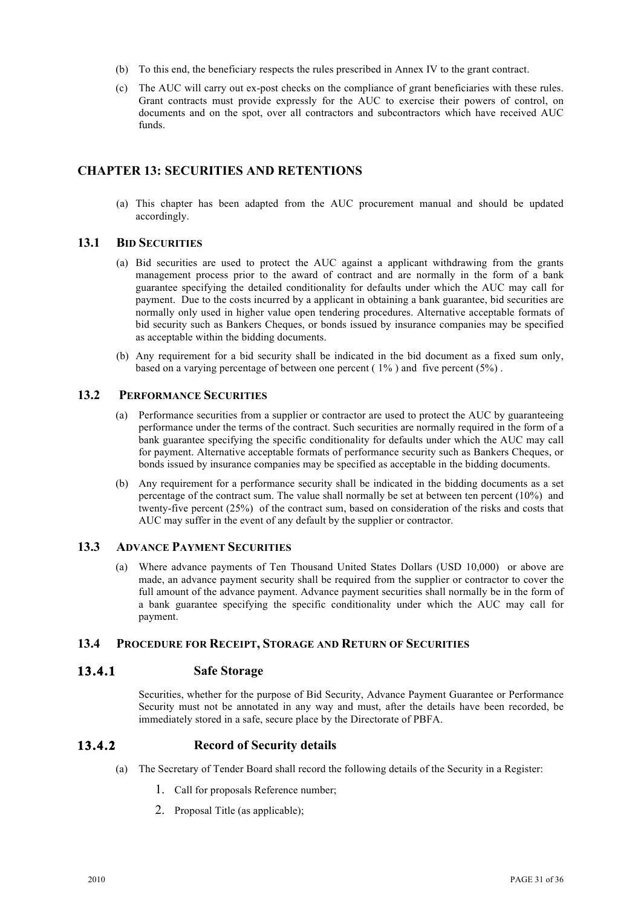(b) To this end, the beneficiary respects the rules prescribed in Annex IV to the grant contract.

(c) The AUC will carry out ex-post checks on the compliance of grant beneficiaries with these rules. Grant contracts must provide expressly for the AUC to exercise their powers of control, on documents and on the spot, over all contractors and subcontractors which have received AUC funds.

# CHAPTER 13: SECURITIES AND RETENTIONS

(a) This chapter has been adapted from the AUC procurement manual and should be updated accordingly.

## 13.1 BID SECURITIES

(a) Bid securities are used to protect the AUC against a applicant withdrawing from the grants management process prior to the award of contract and are normally in the form of a bank guarantee specifying the detailed conditionality for defaults under which the AUC may call for payment. Due to the costs incurred by a applicant in obtaining a bank guarantee, bid securities are normally only used in higher value open tendering procedures. Alternative acceptable formats of bid security such as Bankers Cheques, or bonds issued by insurance companies may be specified as acceptable within the bidding documents.

(b) Any requirement for a bid security shall be indicated in the bid document as a fixed sum only, based on a varying percentage of between one percent ( 1% ) and five percent (5%) .

## 13.2 PERFORMANCE SECURITIES

(a) Performance securities from a supplier or contractor are used to protect the AUC by guaranteeing performance under the terms of the contract. Such securities are normally required in the form of a bank guarantee specifying the specific conditionality for defaults under which the AUC may call for payment. Alternative acceptable formats of performance security such as Bankers Cheques, or bonds issued by insurance companies may be specified as acceptable in the bidding documents.

(b) Any requirement for a performance security shall be indicated in the bidding documents as a set percentage of the contract sum. The value shall normally be set at between ten percent (10%) and twenty-five percent (25%) of the contract sum, based on consideration of the risks and costs that AUC may suffer in the event of any default by the supplier or contractor.

## 13.3 ADVANCE PAYMENT SECURITIES

(a) Where advance payments of Ten Thousand United States Dollars (USD 10,000) or above are made, an advance payment security shall be required from the supplier or contractor to cover the full amount of the advance payment. Advance payment securities shall normally be in the form of a bank guarantee specifying the specific conditionality under which the AUC may call for payment.

## 13.4 PROCEDURE FOR RECEIPT, STORAGE AND RETURN OF SECURITIES

### 13.4.1 Safe Storage

Securities, whether for the purpose of Bid Security, Advance Payment Guarantee or Performance Security must not be annotated in any way and must, after the details have been recorded, be immediately stored in a safe, secure place by the Directorate of PBFA.

### 13.4.2 Record of Security details

(a) The Secretary of Tender Board shall record the following details of the Security in a Register:

1. Call for proposals Reference number;
2. Proposal Title (as applicable);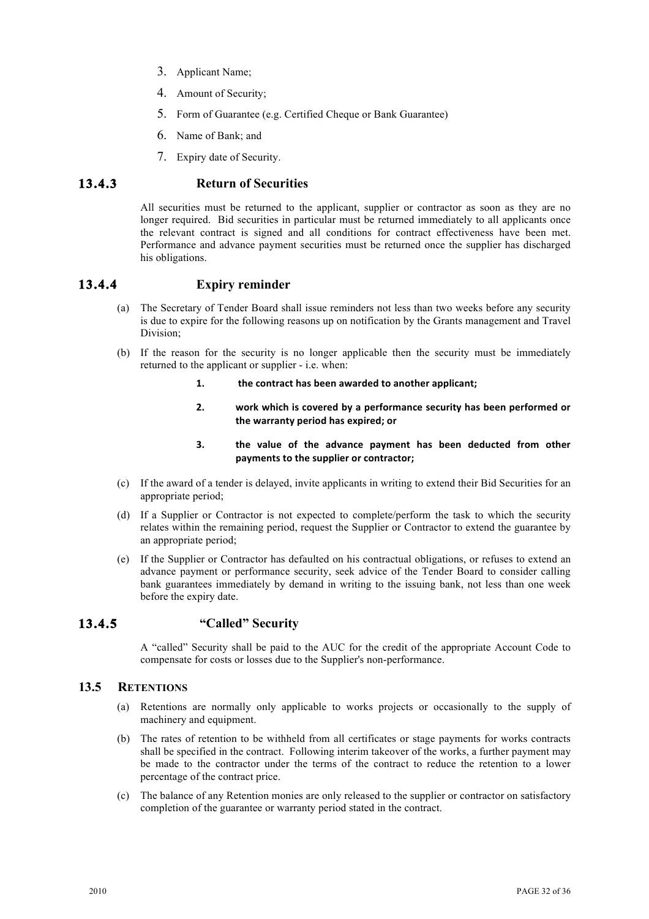3. Applicant Name;
4. Amount of Security;
5. Form of Guarantee (e.g. Certified Cheque or Bank Guarantee)
6. Name of Bank; and
7. Expiry date of Security.

### 13.4.3 Return of Securities

All securities must be returned to the applicant, supplier or contractor as soon as they are no longer required. Bid securities in particular must be returned immediately to all applicants once the relevant contract is signed and all conditions for contract effectiveness have been met. Performance and advance payment securities must be returned once the supplier has discharged his obligations.

### 13.4.4 Expiry reminder

(a) The Secretary of Tender Board shall issue reminders not less than two weeks before any security is due to expire for the following reasons up on notification by the Grants management and Travel Division;

(b) If the reason for the security is no longer applicable then the security must be immediately returned to the applicant or supplier - i.e. when:

1. **the contract has been awarded to another applicant;**
2. **work which is covered by a performance security has been performed or the warranty period has expired; or**
3. **the value of the advance payment has been deducted from other payments to the supplier or contractor;**

(c) If the award of a tender is delayed, invite applicants in writing to extend their Bid Securities for an appropriate period;

(d) If a Supplier or Contractor is not expected to complete/perform the task to which the security relates within the remaining period, request the Supplier or Contractor to extend the guarantee by an appropriate period;

(e) If the Supplier or Contractor has defaulted on his contractual obligations, or refuses to extend an advance payment or performance security, seek advice of the Tender Board to consider calling bank guarantees immediately by demand in writing to the issuing bank, not less than one week before the expiry date.

### 13.4.5 "Called" Security

A "called" Security shall be paid to the AUC for the credit of the appropriate Account Code to compensate for costs or losses due to the Supplier's non-performance.

## 13.5 RETENTIONS

(a) Retentions are normally only applicable to works projects or occasionally to the supply of machinery and equipment.

(b) The rates of retention to be withheld from all certificates or stage payments for works contracts shall be specified in the contract. Following interim takeover of the works, a further payment may be made to the contractor under the terms of the contract to reduce the retention to a lower percentage of the contract price.

(c) The balance of any Retention monies are only released to the supplier or contractor on satisfactory completion of the guarantee or warranty period stated in the contract.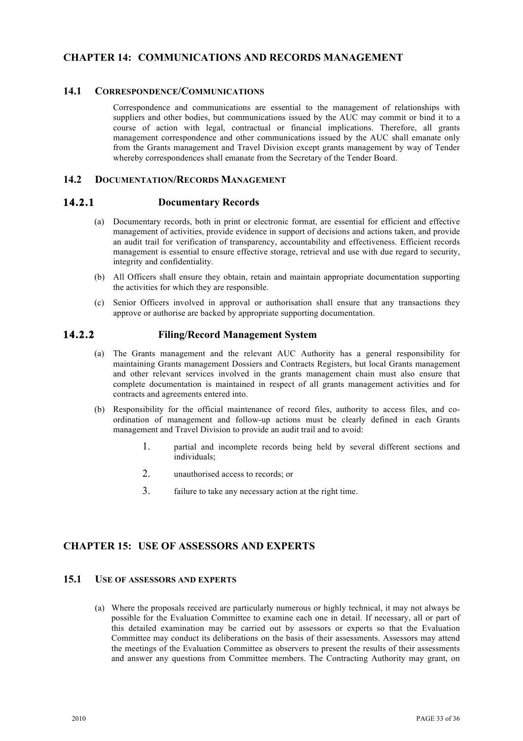## CHAPTER 14: COMMUNICATIONS AND RECORDS MANAGEMENT

### 14.1 CORRESPONDENCE/COMMUNICATIONS

Correspondence and communications are essential to the management of relationships with suppliers and other bodies, but communications issued by the AUC may commit or bind it to a course of action with legal, contractual or financial implications. Therefore, all grants management correspondence and other communications issued by the AUC shall emanate only from the Grants management and Travel Division except grants management by way of Tender whereby correspondences shall emanate from the Secretary of the Tender Board.

### 14.2 DOCUMENTATION/RECORDS MANAGEMENT

#### 14.2.1 Documentary Records

(a) Documentary records, both in print or electronic format, are essential for efficient and effective management of activities, provide evidence in support of decisions and actions taken, and provide an audit trail for verification of transparency, accountability and effectiveness. Efficient records management is essential to ensure effective storage, retrieval and use with due regard to security, integrity and confidentiality.

(b) All Officers shall ensure they obtain, retain and maintain appropriate documentation supporting the activities for which they are responsible.

(c) Senior Officers involved in approval or authorisation shall ensure that any transactions they approve or authorise are backed by appropriate supporting documentation.

#### 14.2.2 Filing/Record Management System

(a) The Grants management and the relevant AUC Authority has a general responsibility for maintaining Grants management Dossiers and Contracts Registers, but local Grants management and other relevant services involved in the grants management chain must also ensure that complete documentation is maintained in respect of all grants management activities and for contracts and agreements entered into.

(b) Responsibility for the official maintenance of record files, authority to access files, and co-ordination of management and follow-up actions must be clearly defined in each Grants management and Travel Division to provide an audit trail and to avoid:

1. partial and incomplete records being held by several different sections and individuals;
2. unauthorised access to records; or
3. failure to take any necessary action at the right time.

## CHAPTER 15: USE OF ASSESSORS AND EXPERTS

### 15.1 USE OF ASSESSORS AND EXPERTS

(a) Where the proposals received are particularly numerous or highly technical, it may not always be possible for the Evaluation Committee to examine each one in detail. If necessary, all or part of this detailed examination may be carried out by assessors or experts so that the Evaluation Committee may conduct its deliberations on the basis of their assessments. Assessors may attend the meetings of the Evaluation Committee as observers to present the results of their assessments and answer any questions from Committee members. The Contracting Authority may grant, on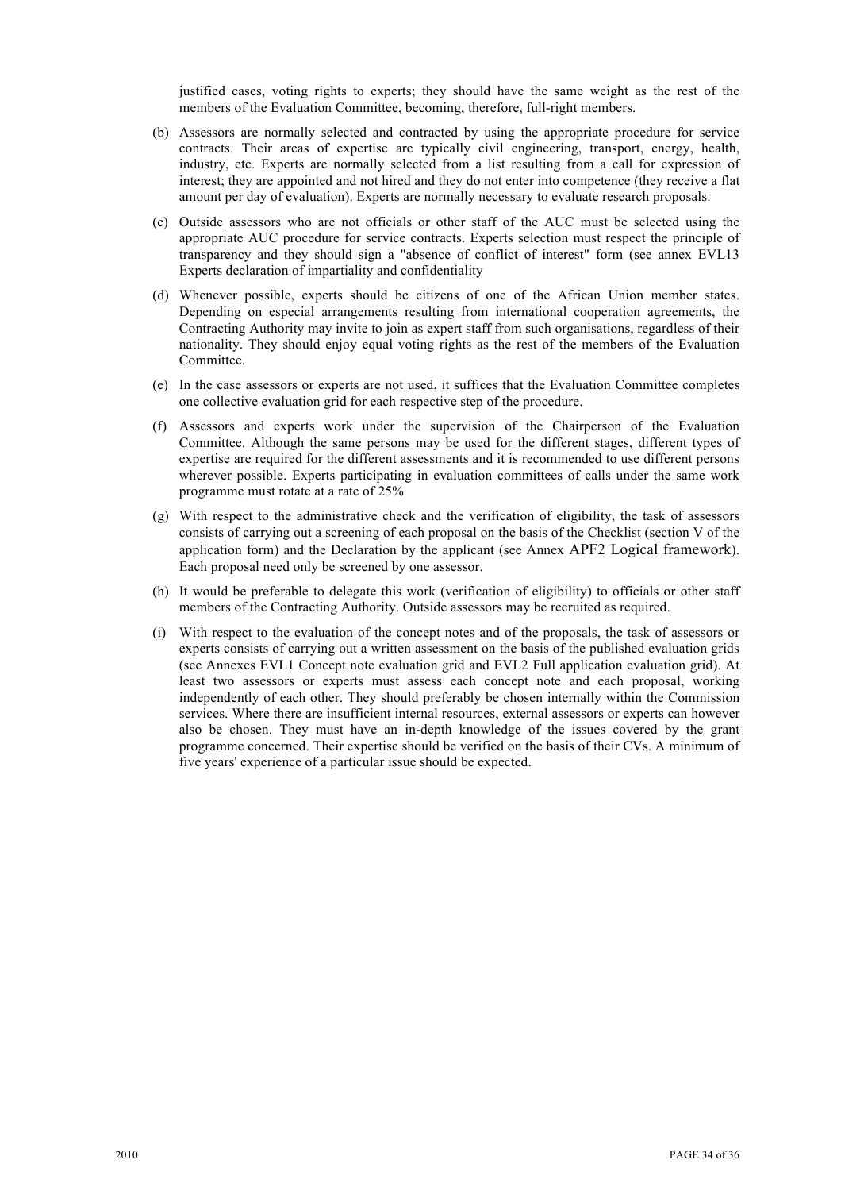justified cases, voting rights to experts; they should have the same weight as the rest of the members of the Evaluation Committee, becoming, therefore, full-right members.

(b) Assessors are normally selected and contracted by using the appropriate procedure for service contracts. Their areas of expertise are typically civil engineering, transport, energy, health, industry, etc. Experts are normally selected from a list resulting from a call for expression of interest; they are appointed and not hired and they do not enter into competence (they receive a flat amount per day of evaluation). Experts are normally necessary to evaluate research proposals.

(c) Outside assessors who are not officials or other staff of the AUC must be selected using the appropriate AUC procedure for service contracts. Experts selection must respect the principle of transparency and they should sign a "absence of conflict of interest" form (see annex EVL13 Experts declaration of impartiality and confidentiality

(d) Whenever possible, experts should be citizens of one of the African Union member states. Depending on especial arrangements resulting from international cooperation agreements, the Contracting Authority may invite to join as expert staff from such organisations, regardless of their nationality. They should enjoy equal voting rights as the rest of the members of the Evaluation Committee.

(e) In the case assessors or experts are not used, it suffices that the Evaluation Committee completes one collective evaluation grid for each respective step of the procedure.

(f) Assessors and experts work under the supervision of the Chairperson of the Evaluation Committee. Although the same persons may be used for the different stages, different types of expertise are required for the different assessments and it is recommended to use different persons wherever possible. Experts participating in evaluation committees of calls under the same work programme must rotate at a rate of 25%

(g) With respect to the administrative check and the verification of eligibility, the task of assessors consists of carrying out a screening of each proposal on the basis of the Checklist (section V of the application form) and the Declaration by the applicant (see Annex APF2 Logical framework). Each proposal need only be screened by one assessor.

(h) It would be preferable to delegate this work (verification of eligibility) to officials or other staff members of the Contracting Authority. Outside assessors may be recruited as required.

(i) With respect to the evaluation of the concept notes and of the proposals, the task of assessors or experts consists of carrying out a written assessment on the basis of the published evaluation grids (see Annexes EVL1 Concept note evaluation grid and EVL2 Full application evaluation grid). At least two assessors or experts must assess each concept note and each proposal, working independently of each other. They should preferably be chosen internally within the Commission services. Where there are insufficient internal resources, external assessors or experts can however also be chosen. They must have an in-depth knowledge of the issues covered by the grant programme concerned. Their expertise should be verified on the basis of their CVs. A minimum of five years' experience of a particular issue should be expected.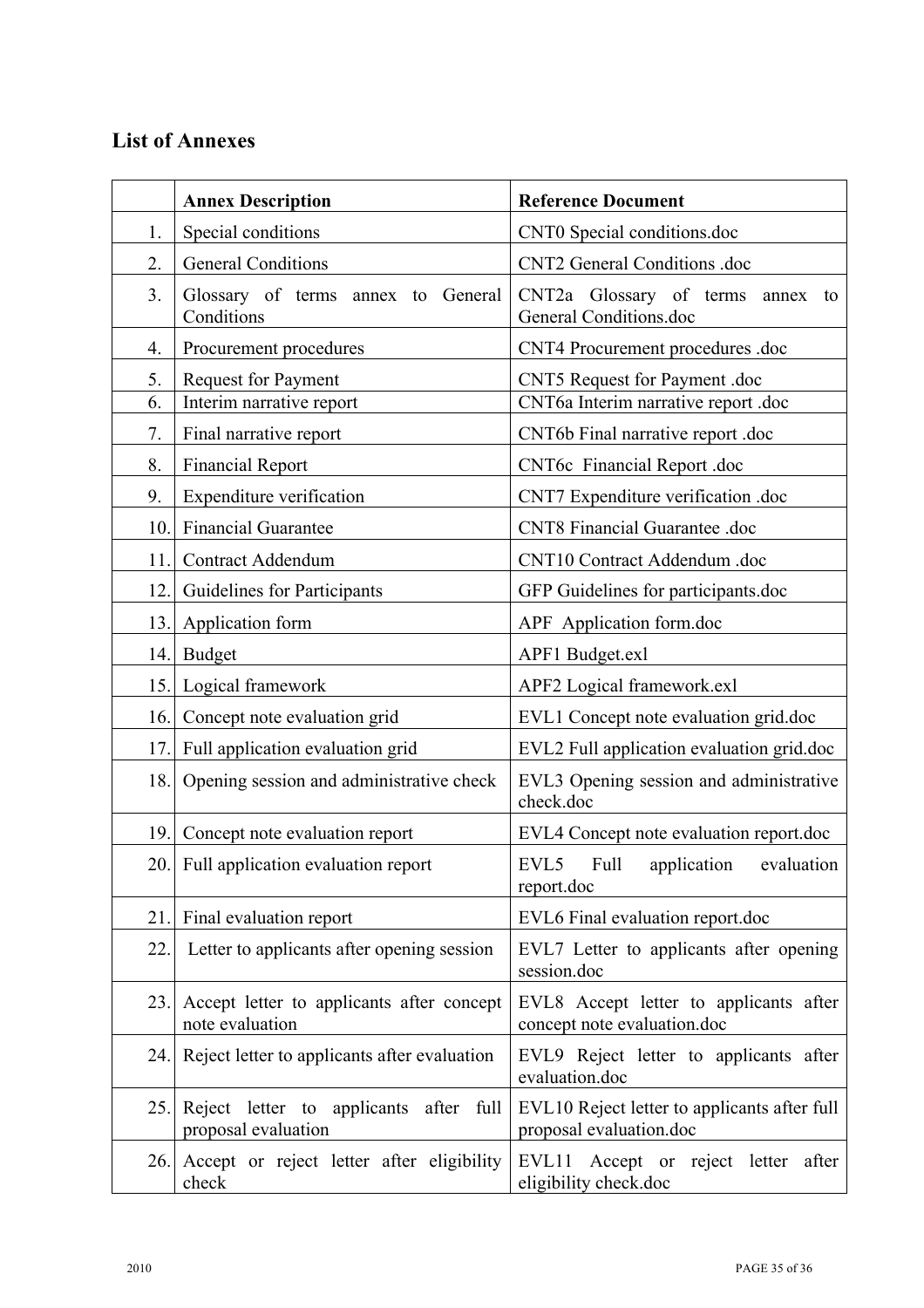## List of Annexes

| | Annex Description | Reference Document |
|---|---|---|
| 1. | Special conditions | CNT0 Special conditions.doc |
| 2. | General Conditions | CNT2 General Conditions .doc |
| 3. | Glossary of terms annex to General Conditions | CNT2a Glossary of terms annex to General Conditions.doc |
| 4. | Procurement procedures | CNT4 Procurement procedures .doc |
| 5. | Request for Payment | CNT5 Request for Payment .doc |
| 6. | Interim narrative report | CNT6a Interim narrative report .doc |
| 7. | Final narrative report | CNT6b Final narrative report .doc |
| 8. | Financial Report | CNT6c Financial Report .doc |
| 9. | Expenditure verification | CNT7 Expenditure verification .doc |
| 10. | Financial Guarantee | CNT8 Financial Guarantee .doc |
| 11. | Contract Addendum | CNT10 Contract Addendum .doc |
| 12. | Guidelines for Participants | GFP Guidelines for participants.doc |
| 13. | Application form | APF Application form.doc |
| 14. | Budget | APF1 Budget.exl |
| 15. | Logical framework | APF2 Logical framework.exl |
| 16. | Concept note evaluation grid | EVL1 Concept note evaluation grid.doc |
| 17. | Full application evaluation grid | EVL2 Full application evaluation grid.doc |
| 18. | Opening session and administrative check | EVL3 Opening session and administrative check.doc |
| 19. | Concept note evaluation report | EVL4 Concept note evaluation report.doc |
| 20. | Full application evaluation report | EVL5 Full application evaluation report.doc |
| 21. | Final evaluation report | EVL6 Final evaluation report.doc |
| 22. | Letter to applicants after opening session | EVL7 Letter to applicants after opening session.doc |
| 23. | Accept letter to applicants after concept note evaluation | EVL8 Accept letter to applicants after concept note evaluation.doc |
| 24. | Reject letter to applicants after evaluation | EVL9 Reject letter to applicants after evaluation.doc |
| 25. | Reject letter to applicants after full proposal evaluation | EVL10 Reject letter to applicants after full proposal evaluation.doc |
| 26. | Accept or reject letter after eligibility check | EVL11 Accept or reject letter after eligibility check.doc |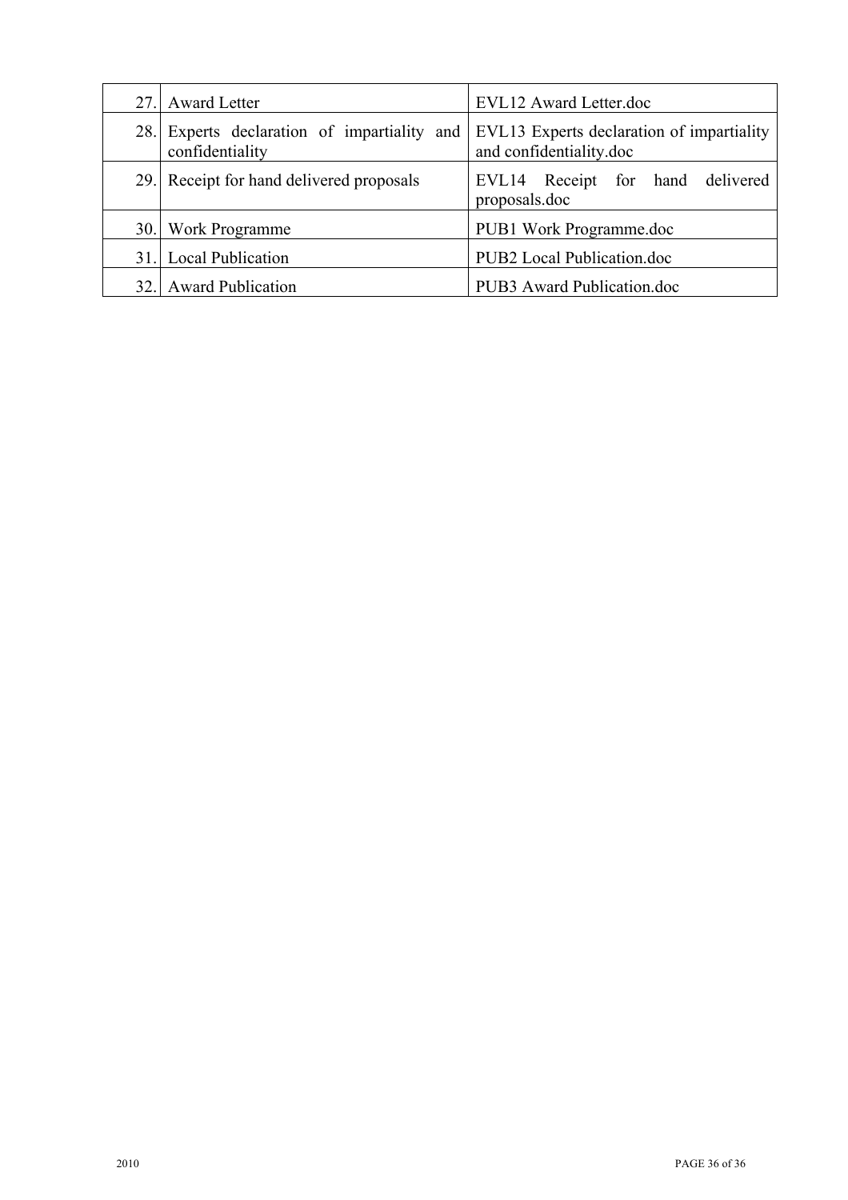| | | |
|---|---|---|
| 27. | Award Letter | EVL12 Award Letter.doc |
| 28. | Experts declaration of impartiality and confidentiality | EVL13 Experts declaration of impartiality and confidentiality.doc |
| 29. | Receipt for hand delivered proposals | EVL14 Receipt for hand delivered proposals.doc |
| 30. | Work Programme | PUB1 Work Programme.doc |
| 31. | Local Publication | PUB2 Local Publication.doc |
| 32. | Award Publication | PUB3 Award Publication.doc |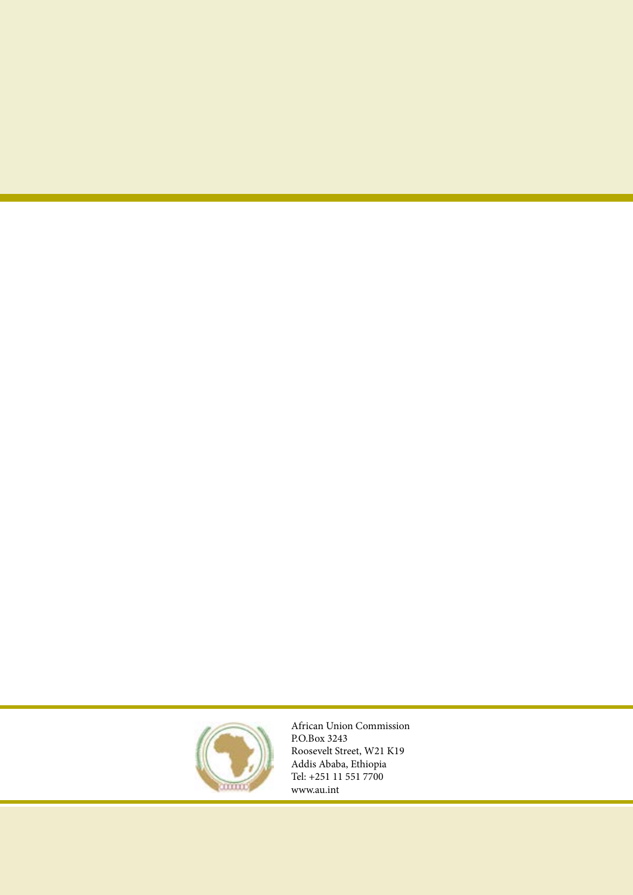African Union Commission
P.O.Box 3243
Roosevelt Street, W21 K19
Addis Ababa, Ethiopia
Tel: +251 11 551 7700
www.au.int